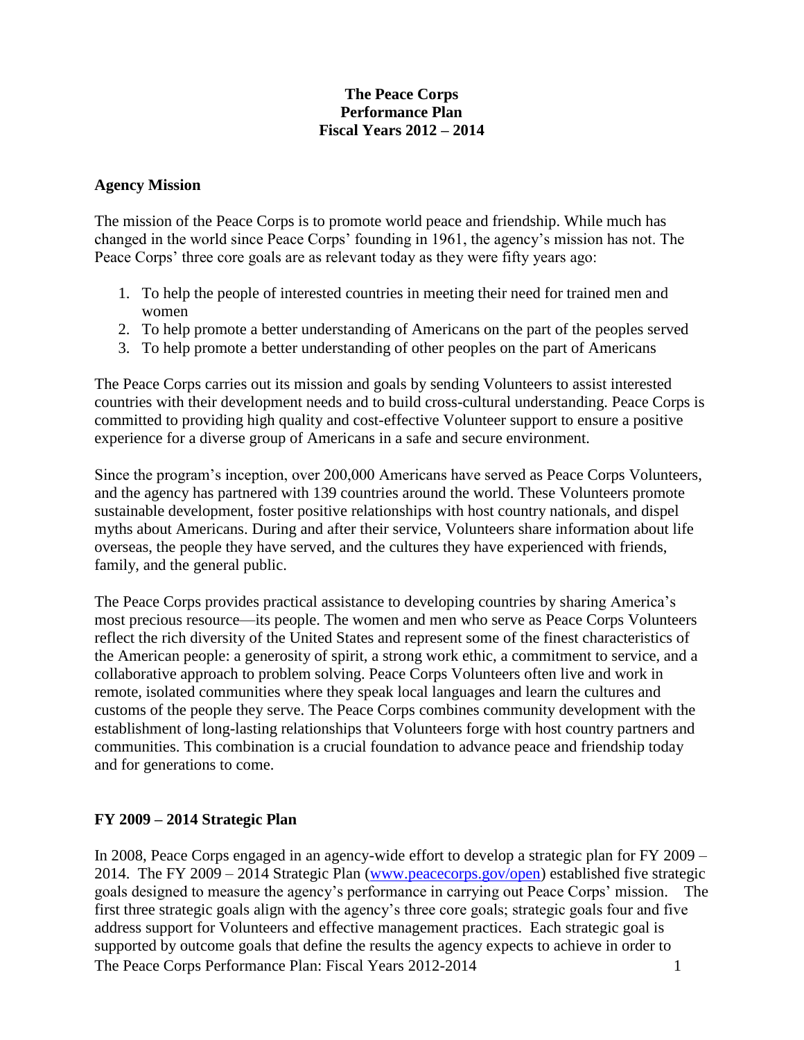# The Peace Corps
# Performance Plan
# Fiscal Years 2012 – 2014

## Agency Mission

The mission of the Peace Corps is to promote world peace and friendship. While much has changed in the world since Peace Corps' founding in 1961, the agency's mission has not. The Peace Corps' three core goals are as relevant today as they were fifty years ago:

1. To help the people of interested countries in meeting their need for trained men and women
2. To help promote a better understanding of Americans on the part of the peoples served
3. To help promote a better understanding of other peoples on the part of Americans

The Peace Corps carries out its mission and goals by sending Volunteers to assist interested countries with their development needs and to build cross-cultural understanding. Peace Corps is committed to providing high quality and cost-effective Volunteer support to ensure a positive experience for a diverse group of Americans in a safe and secure environment.

Since the program's inception, over 200,000 Americans have served as Peace Corps Volunteers, and the agency has partnered with 139 countries around the world. These Volunteers promote sustainable development, foster positive relationships with host country nationals, and dispel myths about Americans. During and after their service, Volunteers share information about life overseas, the people they have served, and the cultures they have experienced with friends, family, and the general public.

The Peace Corps provides practical assistance to developing countries by sharing America's most precious resource—its people. The women and men who serve as Peace Corps Volunteers reflect the rich diversity of the United States and represent some of the finest characteristics of the American people: a generosity of spirit, a strong work ethic, a commitment to service, and a collaborative approach to problem solving. Peace Corps Volunteers often live and work in remote, isolated communities where they speak local languages and learn the cultures and customs of the people they serve. The Peace Corps combines community development with the establishment of long-lasting relationships that Volunteers forge with host country partners and communities. This combination is a crucial foundation to advance peace and friendship today and for generations to come.

## FY 2009 – 2014 Strategic Plan

In 2008, Peace Corps engaged in an agency-wide effort to develop a strategic plan for FY 2009 – 2014. The FY 2009 – 2014 Strategic Plan (www.peacecorps.gov/open) established five strategic goals designed to measure the agency's performance in carrying out Peace Corps' mission. The first three strategic goals align with the agency's three core goals; strategic goals four and five address support for Volunteers and effective management practices. Each strategic goal is supported by outcome goals that define the results the agency expects to achieve in order to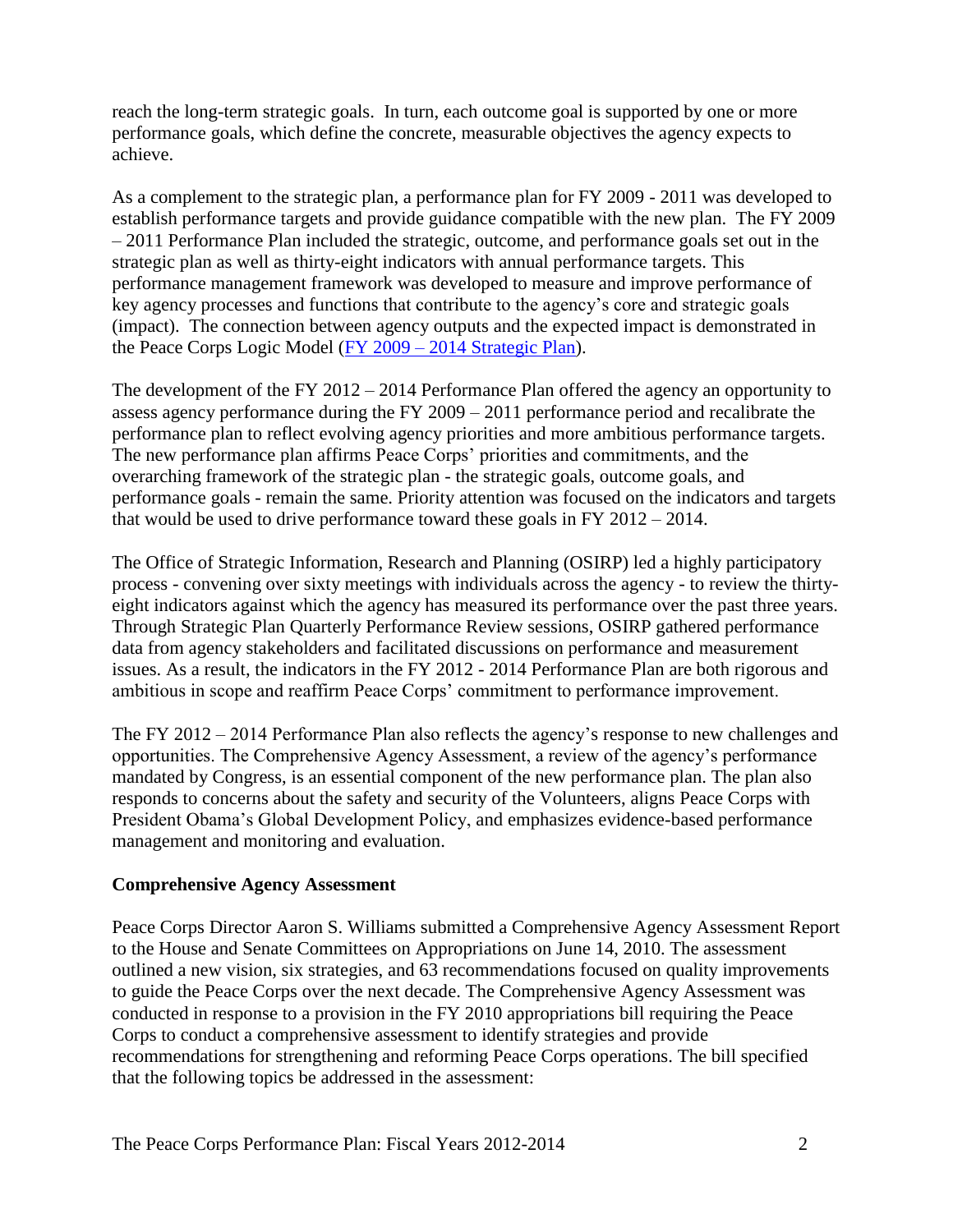reach the long-term strategic goals. In turn, each outcome goal is supported by one or more performance goals, which define the concrete, measurable objectives the agency expects to achieve.

As a complement to the strategic plan, a performance plan for FY 2009 - 2011 was developed to establish performance targets and provide guidance compatible with the new plan. The FY 2009 – 2011 Performance Plan included the strategic, outcome, and performance goals set out in the strategic plan as well as thirty-eight indicators with annual performance targets. This performance management framework was developed to measure and improve performance of key agency processes and functions that contribute to the agency's core and strategic goals (impact). The connection between agency outputs and the expected impact is demonstrated in the Peace Corps Logic Model (FY 2009 – 2014 Strategic Plan).

The development of the FY 2012 – 2014 Performance Plan offered the agency an opportunity to assess agency performance during the FY 2009 – 2011 performance period and recalibrate the performance plan to reflect evolving agency priorities and more ambitious performance targets. The new performance plan affirms Peace Corps' priorities and commitments, and the overarching framework of the strategic plan - the strategic goals, outcome goals, and performance goals - remain the same. Priority attention was focused on the indicators and targets that would be used to drive performance toward these goals in FY 2012 – 2014.

The Office of Strategic Information, Research and Planning (OSIRP) led a highly participatory process - convening over sixty meetings with individuals across the agency - to review the thirty-eight indicators against which the agency has measured its performance over the past three years. Through Strategic Plan Quarterly Performance Review sessions, OSIRP gathered performance data from agency stakeholders and facilitated discussions on performance and measurement issues. As a result, the indicators in the FY 2012 - 2014 Performance Plan are both rigorous and ambitious in scope and reaffirm Peace Corps' commitment to performance improvement.

The FY 2012 – 2014 Performance Plan also reflects the agency's response to new challenges and opportunities. The Comprehensive Agency Assessment, a review of the agency's performance mandated by Congress, is an essential component of the new performance plan. The plan also responds to concerns about the safety and security of the Volunteers, aligns Peace Corps with President Obama's Global Development Policy, and emphasizes evidence-based performance management and monitoring and evaluation.

**Comprehensive Agency Assessment**

Peace Corps Director Aaron S. Williams submitted a Comprehensive Agency Assessment Report to the House and Senate Committees on Appropriations on June 14, 2010. The assessment outlined a new vision, six strategies, and 63 recommendations focused on quality improvements to guide the Peace Corps over the next decade. The Comprehensive Agency Assessment was conducted in response to a provision in the FY 2010 appropriations bill requiring the Peace Corps to conduct a comprehensive assessment to identify strategies and provide recommendations for strengthening and reforming Peace Corps operations. The bill specified that the following topics be addressed in the assessment: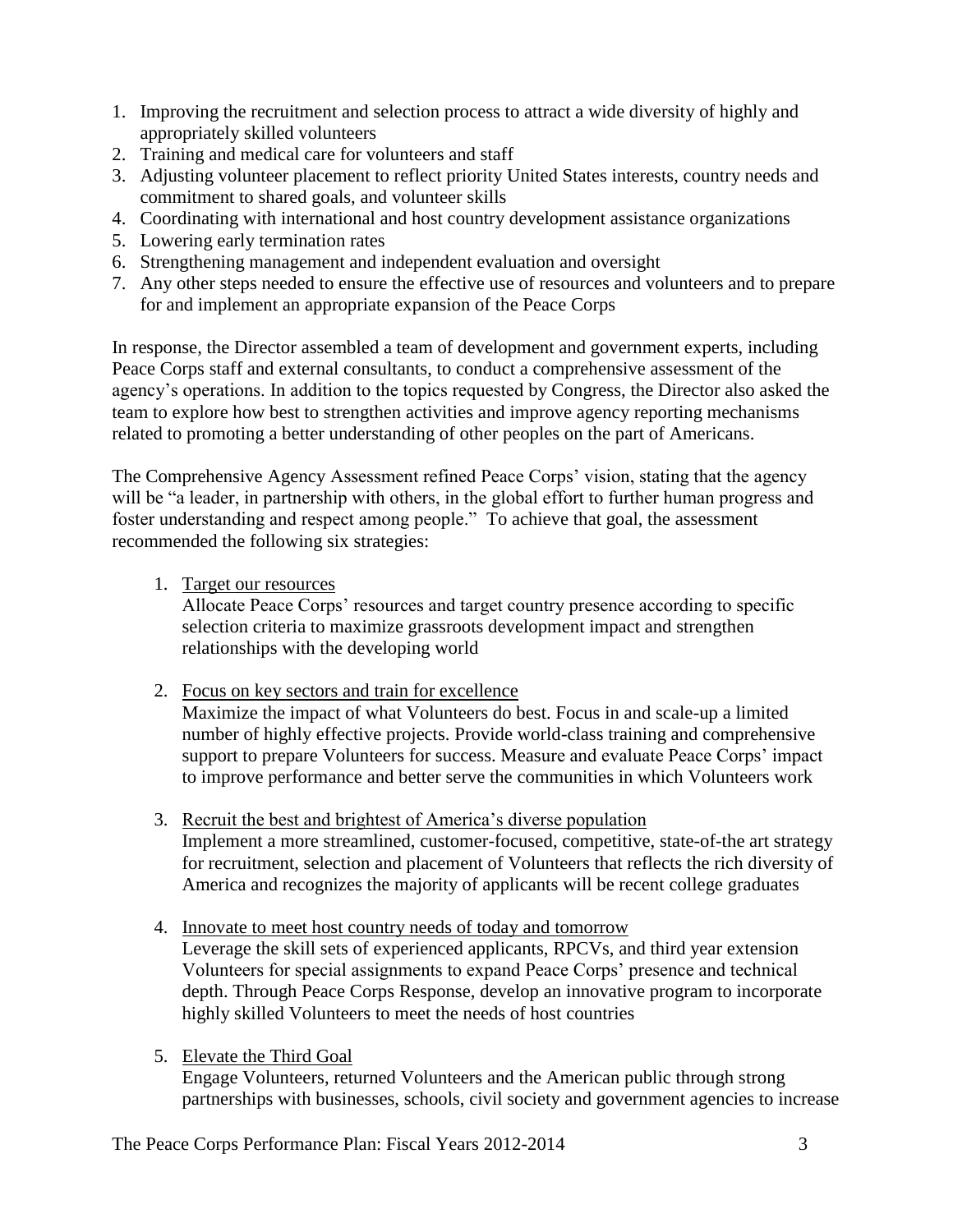1. Improving the recruitment and selection process to attract a wide diversity of highly and appropriately skilled volunteers
2. Training and medical care for volunteers and staff
3. Adjusting volunteer placement to reflect priority United States interests, country needs and commitment to shared goals, and volunteer skills
4. Coordinating with international and host country development assistance organizations
5. Lowering early termination rates
6. Strengthening management and independent evaluation and oversight
7. Any other steps needed to ensure the effective use of resources and volunteers and to prepare for and implement an appropriate expansion of the Peace Corps

In response, the Director assembled a team of development and government experts, including Peace Corps staff and external consultants, to conduct a comprehensive assessment of the agency's operations. In addition to the topics requested by Congress, the Director also asked the team to explore how best to strengthen activities and improve agency reporting mechanisms related to promoting a better understanding of other peoples on the part of Americans.

The Comprehensive Agency Assessment refined Peace Corps' vision, stating that the agency will be "a leader, in partnership with others, in the global effort to further human progress and foster understanding and respect among people." To achieve that goal, the assessment recommended the following six strategies:

1. <u>Target our resources</u>
   Allocate Peace Corps' resources and target country presence according to specific selection criteria to maximize grassroots development impact and strengthen relationships with the developing world

2. <u>Focus on key sectors and train for excellence</u>
   Maximize the impact of what Volunteers do best. Focus in and scale-up a limited number of highly effective projects. Provide world-class training and comprehensive support to prepare Volunteers for success. Measure and evaluate Peace Corps' impact to improve performance and better serve the communities in which Volunteers work

3. <u>Recruit the best and brightest of America's diverse population</u>
   Implement a more streamlined, customer-focused, competitive, state-of-the art strategy for recruitment, selection and placement of Volunteers that reflects the rich diversity of America and recognizes the majority of applicants will be recent college graduates

4. <u>Innovate to meet host country needs of today and tomorrow</u>
   Leverage the skill sets of experienced applicants, RPCVs, and third year extension Volunteers for special assignments to expand Peace Corps' presence and technical depth. Through Peace Corps Response, develop an innovative program to incorporate highly skilled Volunteers to meet the needs of host countries

5. <u>Elevate the Third Goal</u>
   Engage Volunteers, returned Volunteers and the American public through strong partnerships with businesses, schools, civil society and government agencies to increase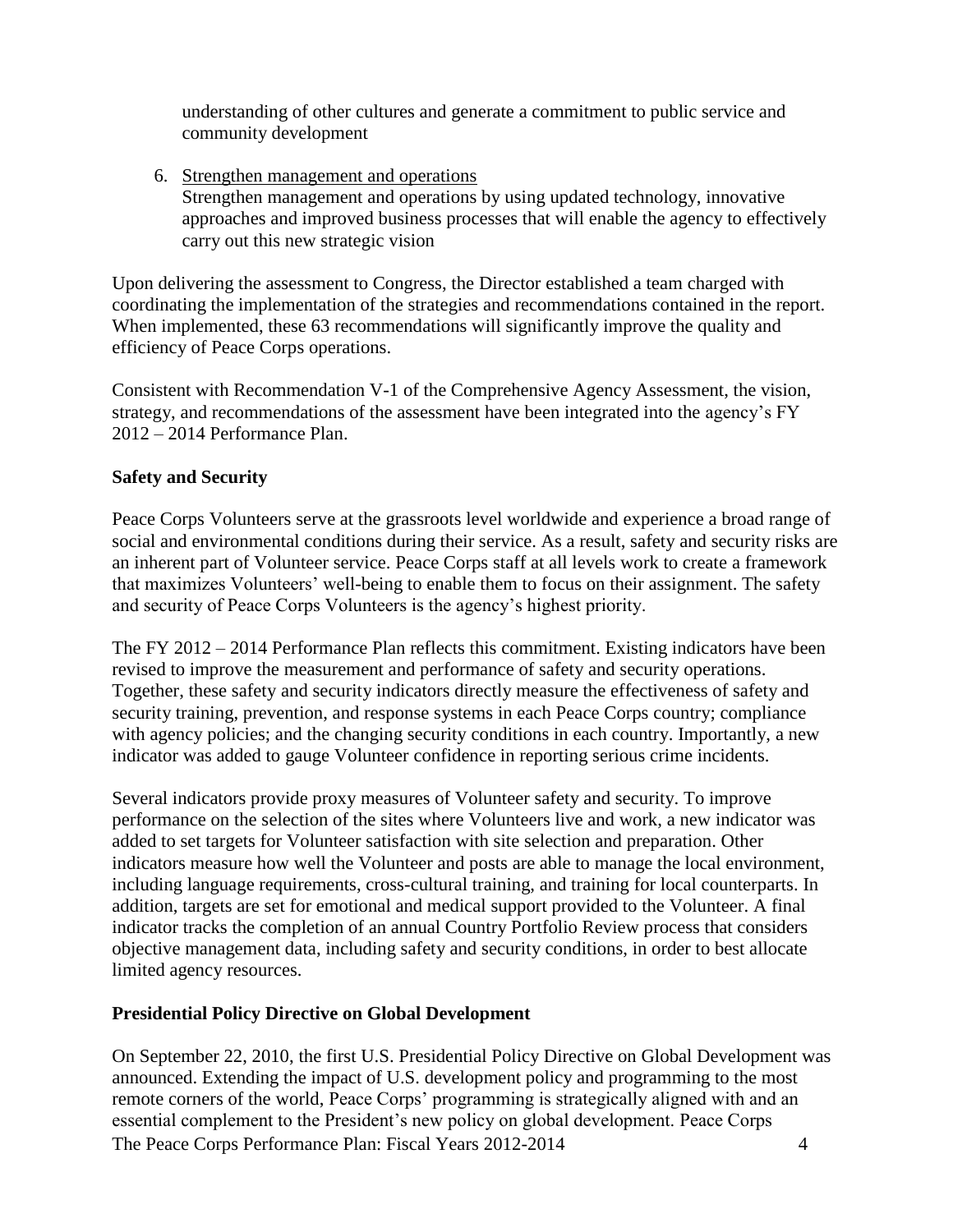understanding of other cultures and generate a commitment to public service and community development

6. Strengthen management and operations
   Strengthen management and operations by using updated technology, innovative approaches and improved business processes that will enable the agency to effectively carry out this new strategic vision

Upon delivering the assessment to Congress, the Director established a team charged with coordinating the implementation of the strategies and recommendations contained in the report. When implemented, these 63 recommendations will significantly improve the quality and efficiency of Peace Corps operations.

Consistent with Recommendation V-1 of the Comprehensive Agency Assessment, the vision, strategy, and recommendations of the assessment have been integrated into the agency's FY 2012 – 2014 Performance Plan.

**Safety and Security**

Peace Corps Volunteers serve at the grassroots level worldwide and experience a broad range of social and environmental conditions during their service. As a result, safety and security risks are an inherent part of Volunteer service. Peace Corps staff at all levels work to create a framework that maximizes Volunteers' well-being to enable them to focus on their assignment. The safety and security of Peace Corps Volunteers is the agency's highest priority.

The FY 2012 – 2014 Performance Plan reflects this commitment. Existing indicators have been revised to improve the measurement and performance of safety and security operations. Together, these safety and security indicators directly measure the effectiveness of safety and security training, prevention, and response systems in each Peace Corps country; compliance with agency policies; and the changing security conditions in each country. Importantly, a new indicator was added to gauge Volunteer confidence in reporting serious crime incidents.

Several indicators provide proxy measures of Volunteer safety and security. To improve performance on the selection of the sites where Volunteers live and work, a new indicator was added to set targets for Volunteer satisfaction with site selection and preparation. Other indicators measure how well the Volunteer and posts are able to manage the local environment, including language requirements, cross-cultural training, and training for local counterparts. In addition, targets are set for emotional and medical support provided to the Volunteer. A final indicator tracks the completion of an annual Country Portfolio Review process that considers objective management data, including safety and security conditions, in order to best allocate limited agency resources.

**Presidential Policy Directive on Global Development**

On September 22, 2010, the first U.S. Presidential Policy Directive on Global Development was announced. Extending the impact of U.S. development policy and programming to the most remote corners of the world, Peace Corps' programming is strategically aligned with and an essential complement to the President's new policy on global development. Peace Corps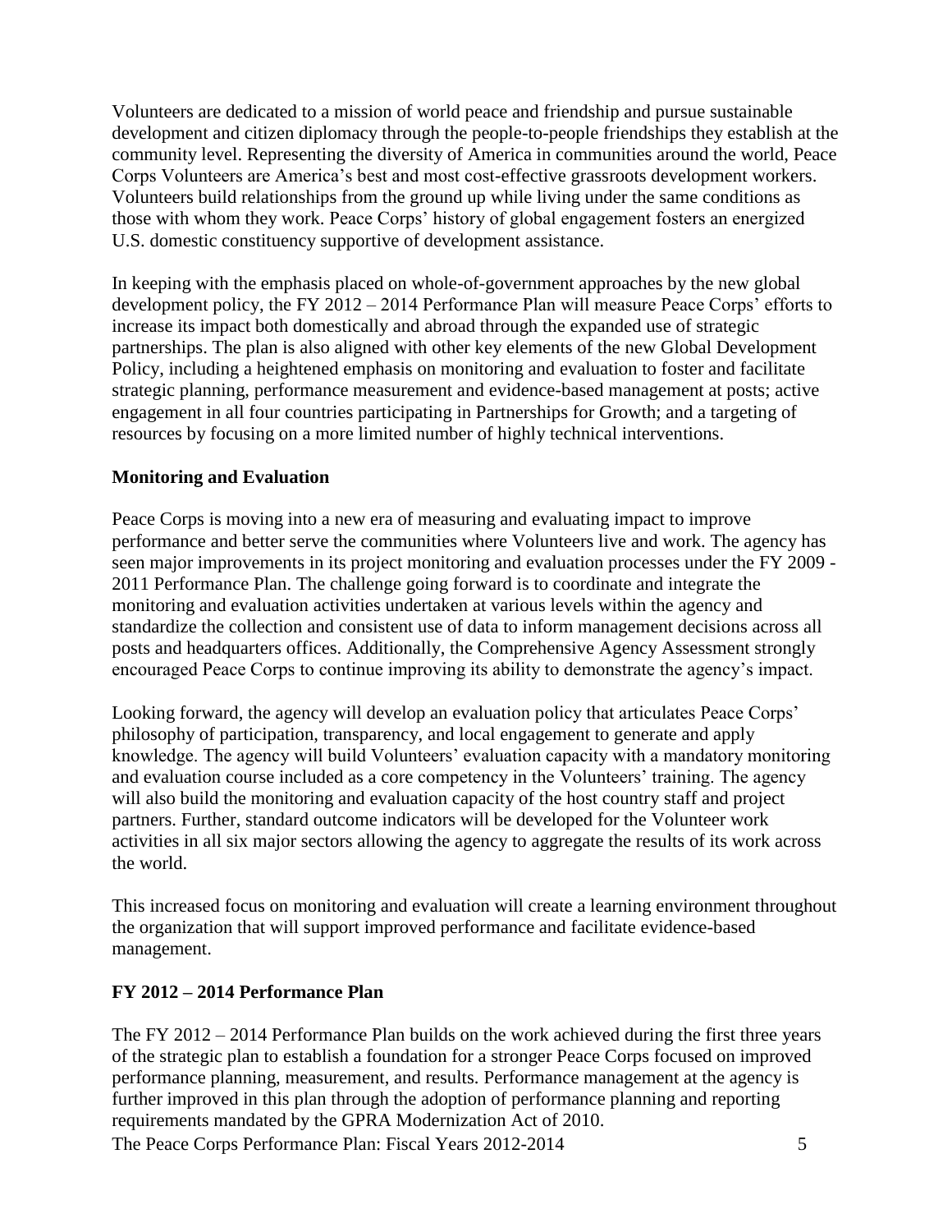Volunteers are dedicated to a mission of world peace and friendship and pursue sustainable development and citizen diplomacy through the people-to-people friendships they establish at the community level. Representing the diversity of America in communities around the world, Peace Corps Volunteers are America's best and most cost-effective grassroots development workers. Volunteers build relationships from the ground up while living under the same conditions as those with whom they work. Peace Corps' history of global engagement fosters an energized U.S. domestic constituency supportive of development assistance.

In keeping with the emphasis placed on whole-of-government approaches by the new global development policy, the FY 2012 – 2014 Performance Plan will measure Peace Corps' efforts to increase its impact both domestically and abroad through the expanded use of strategic partnerships. The plan is also aligned with other key elements of the new Global Development Policy, including a heightened emphasis on monitoring and evaluation to foster and facilitate strategic planning, performance measurement and evidence-based management at posts; active engagement in all four countries participating in Partnerships for Growth; and a targeting of resources by focusing on a more limited number of highly technical interventions.

**Monitoring and Evaluation**

Peace Corps is moving into a new era of measuring and evaluating impact to improve performance and better serve the communities where Volunteers live and work. The agency has seen major improvements in its project monitoring and evaluation processes under the FY 2009 - 2011 Performance Plan. The challenge going forward is to coordinate and integrate the monitoring and evaluation activities undertaken at various levels within the agency and standardize the collection and consistent use of data to inform management decisions across all posts and headquarters offices. Additionally, the Comprehensive Agency Assessment strongly encouraged Peace Corps to continue improving its ability to demonstrate the agency's impact.

Looking forward, the agency will develop an evaluation policy that articulates Peace Corps' philosophy of participation, transparency, and local engagement to generate and apply knowledge. The agency will build Volunteers' evaluation capacity with a mandatory monitoring and evaluation course included as a core competency in the Volunteers' training. The agency will also build the monitoring and evaluation capacity of the host country staff and project partners. Further, standard outcome indicators will be developed for the Volunteer work activities in all six major sectors allowing the agency to aggregate the results of its work across the world.

This increased focus on monitoring and evaluation will create a learning environment throughout the organization that will support improved performance and facilitate evidence-based management.

**FY 2012 – 2014 Performance Plan**

The FY 2012 – 2014 Performance Plan builds on the work achieved during the first three years of the strategic plan to establish a foundation for a stronger Peace Corps focused on improved performance planning, measurement, and results. Performance management at the agency is further improved in this plan through the adoption of performance planning and reporting requirements mandated by the GPRA Modernization Act of 2010.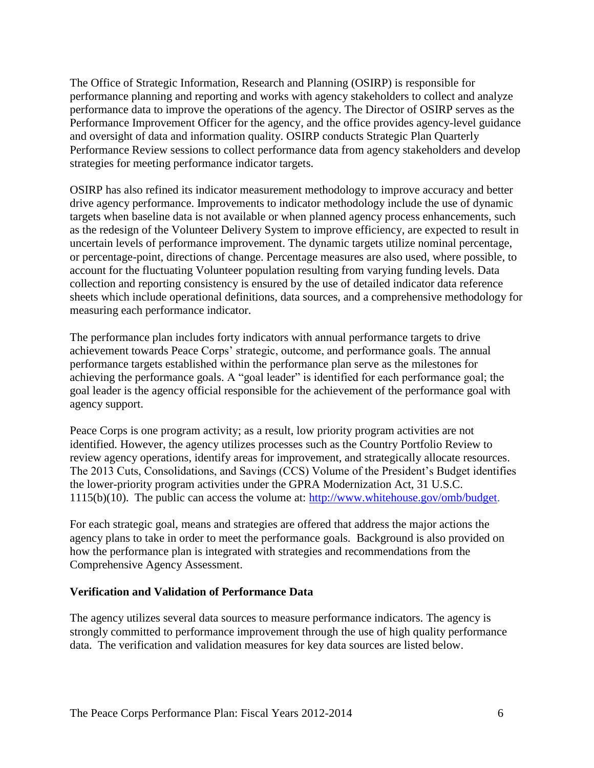The Office of Strategic Information, Research and Planning (OSIRP) is responsible for performance planning and reporting and works with agency stakeholders to collect and analyze performance data to improve the operations of the agency. The Director of OSIRP serves as the Performance Improvement Officer for the agency, and the office provides agency-level guidance and oversight of data and information quality. OSIRP conducts Strategic Plan Quarterly Performance Review sessions to collect performance data from agency stakeholders and develop strategies for meeting performance indicator targets.

OSIRP has also refined its indicator measurement methodology to improve accuracy and better drive agency performance. Improvements to indicator methodology include the use of dynamic targets when baseline data is not available or when planned agency process enhancements, such as the redesign of the Volunteer Delivery System to improve efficiency, are expected to result in uncertain levels of performance improvement. The dynamic targets utilize nominal percentage, or percentage-point, directions of change. Percentage measures are also used, where possible, to account for the fluctuating Volunteer population resulting from varying funding levels. Data collection and reporting consistency is ensured by the use of detailed indicator data reference sheets which include operational definitions, data sources, and a comprehensive methodology for measuring each performance indicator.

The performance plan includes forty indicators with annual performance targets to drive achievement towards Peace Corps' strategic, outcome, and performance goals. The annual performance targets established within the performance plan serve as the milestones for achieving the performance goals. A "goal leader" is identified for each performance goal; the goal leader is the agency official responsible for the achievement of the performance goal with agency support.

Peace Corps is one program activity; as a result, low priority program activities are not identified. However, the agency utilizes processes such as the Country Portfolio Review to review agency operations, identify areas for improvement, and strategically allocate resources. The 2013 Cuts, Consolidations, and Savings (CCS) Volume of the President's Budget identifies the lower-priority program activities under the GPRA Modernization Act, 31 U.S.C. 1115(b)(10). The public can access the volume at: [http://www.whitehouse.gov/omb/budget](http://www.whitehouse.gov/omb/budget).

For each strategic goal, means and strategies are offered that address the major actions the agency plans to take in order to meet the performance goals. Background is also provided on how the performance plan is integrated with strategies and recommendations from the Comprehensive Agency Assessment.

**Verification and Validation of Performance Data**

The agency utilizes several data sources to measure performance indicators. The agency is strongly committed to performance improvement through the use of high quality performance data. The verification and validation measures for key data sources are listed below.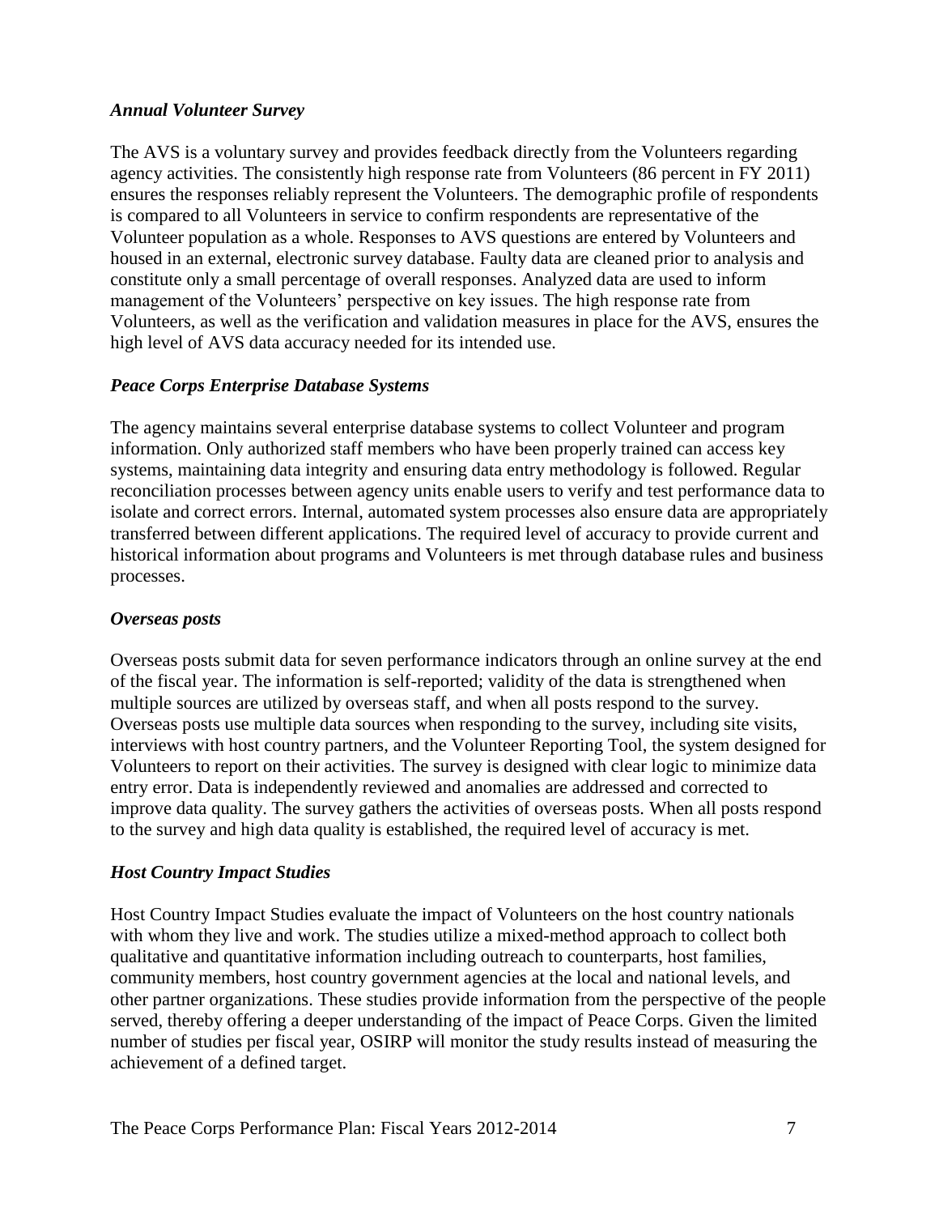### *Annual Volunteer Survey*

The AVS is a voluntary survey and provides feedback directly from the Volunteers regarding agency activities. The consistently high response rate from Volunteers (86 percent in FY 2011) ensures the responses reliably represent the Volunteers. The demographic profile of respondents is compared to all Volunteers in service to confirm respondents are representative of the Volunteer population as a whole. Responses to AVS questions are entered by Volunteers and housed in an external, electronic survey database. Faulty data are cleaned prior to analysis and constitute only a small percentage of overall responses. Analyzed data are used to inform management of the Volunteers' perspective on key issues. The high response rate from Volunteers, as well as the verification and validation measures in place for the AVS, ensures the high level of AVS data accuracy needed for its intended use.

### *Peace Corps Enterprise Database Systems*

The agency maintains several enterprise database systems to collect Volunteer and program information. Only authorized staff members who have been properly trained can access key systems, maintaining data integrity and ensuring data entry methodology is followed. Regular reconciliation processes between agency units enable users to verify and test performance data to isolate and correct errors. Internal, automated system processes also ensure data are appropriately transferred between different applications. The required level of accuracy to provide current and historical information about programs and Volunteers is met through database rules and business processes.

### *Overseas posts*

Overseas posts submit data for seven performance indicators through an online survey at the end of the fiscal year. The information is self-reported; validity of the data is strengthened when multiple sources are utilized by overseas staff, and when all posts respond to the survey. Overseas posts use multiple data sources when responding to the survey, including site visits, interviews with host country partners, and the Volunteer Reporting Tool, the system designed for Volunteers to report on their activities. The survey is designed with clear logic to minimize data entry error. Data is independently reviewed and anomalies are addressed and corrected to improve data quality. The survey gathers the activities of overseas posts. When all posts respond to the survey and high data quality is established, the required level of accuracy is met.

### *Host Country Impact Studies*

Host Country Impact Studies evaluate the impact of Volunteers on the host country nationals with whom they live and work. The studies utilize a mixed-method approach to collect both qualitative and quantitative information including outreach to counterparts, host families, community members, host country government agencies at the local and national levels, and other partner organizations. These studies provide information from the perspective of the people served, thereby offering a deeper understanding of the impact of Peace Corps. Given the limited number of studies per fiscal year, OSIRP will monitor the study results instead of measuring the achievement of a defined target.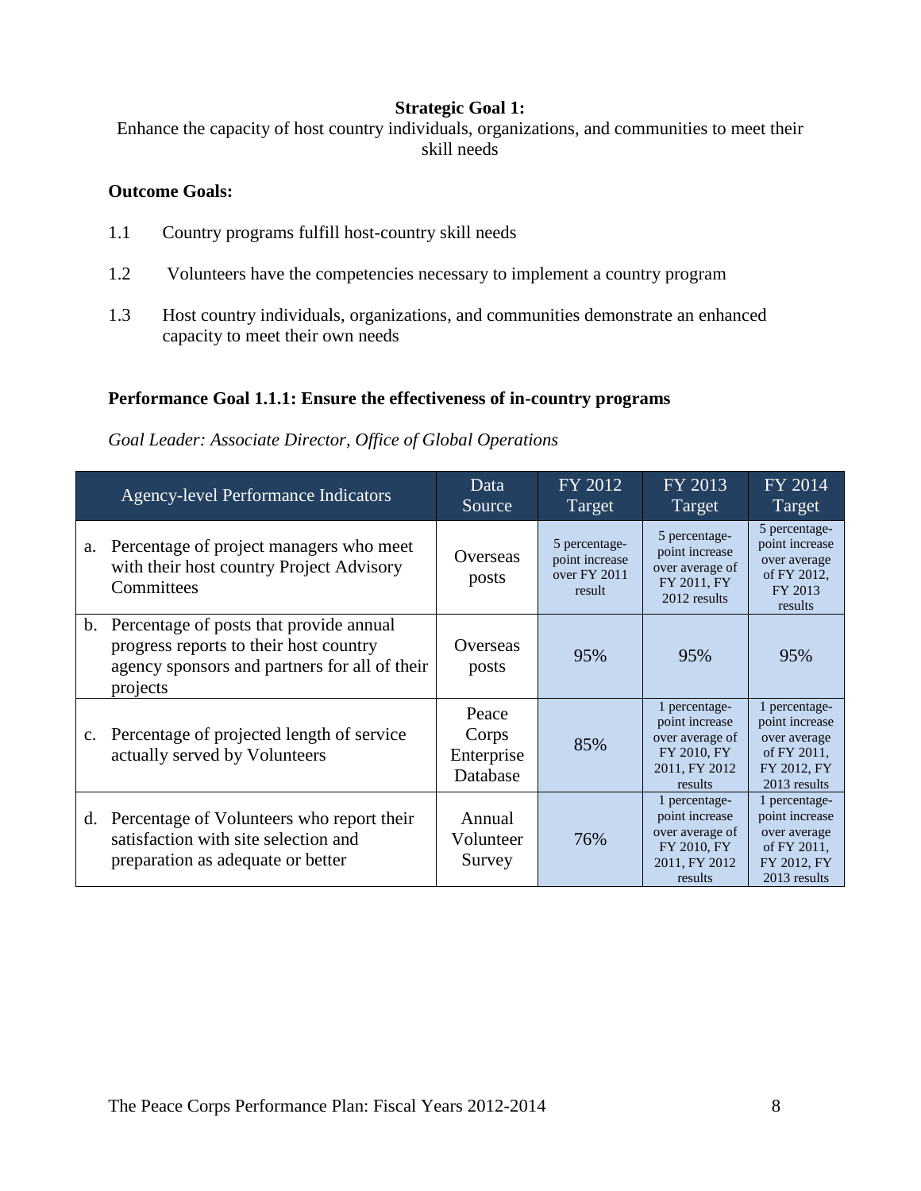**Strategic Goal 1:**

Enhance the capacity of host country individuals, organizations, and communities to meet their skill needs

**Outcome Goals:**

1.1 Country programs fulfill host-country skill needs

1.2 Volunteers have the competencies necessary to implement a country program

1.3 Host country individuals, organizations, and communities demonstrate an enhanced capacity to meet their own needs

**Performance Goal 1.1.1: Ensure the effectiveness of in-country programs**

*Goal Leader: Associate Director, Office of Global Operations*

| Agency-level Performance Indicators | Data Source | FY 2012 Target | FY 2013 Target | FY 2014 Target |
|---|---|---|---|---|
| a. Percentage of project managers who meet with their host country Project Advisory Committees | Overseas posts | 5 percentage-point increase over FY 2011 result | 5 percentage-point increase over average of FY 2011, FY 2012 results | 5 percentage-point increase over average of FY 2012, FY 2013 results |
| b. Percentage of posts that provide annual progress reports to their host country agency sponsors and partners for all of their projects | Overseas posts | 95% | 95% | 95% |
| c. Percentage of projected length of service actually served by Volunteers | Peace Corps Enterprise Database | 85% | 1 percentage-point increase over average of FY 2010, FY 2011, FY 2012 results | 1 percentage-point increase over average of FY 2011, FY 2012, FY 2013 results |
| d. Percentage of Volunteers who report their satisfaction with site selection and preparation as adequate or better | Annual Volunteer Survey | 76% | 1 percentage-point increase over average of FY 2010, FY 2011, FY 2012 results | 1 percentage-point increase over average of FY 2011, FY 2012, FY 2013 results |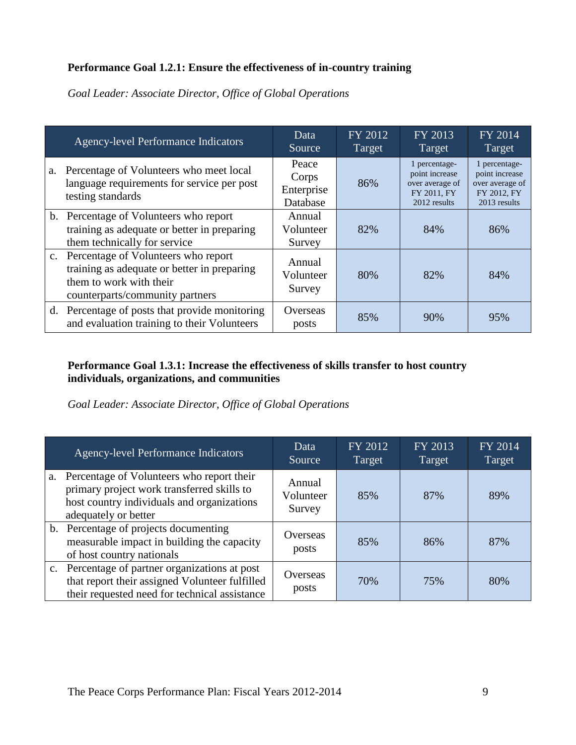**Performance Goal 1.2.1: Ensure the effectiveness of in-country training**

*Goal Leader: Associate Director, Office of Global Operations*

| Agency-level Performance Indicators | Data Source | FY 2012 Target | FY 2013 Target | FY 2014 Target |
|---|---|---|---|---|
| a. Percentage of Volunteers who meet local language requirements for service per post testing standards | Peace Corps Enterprise Database | 86% | 1 percentage-point increase over average of FY 2011, FY 2012 results | 1 percentage-point increase over average of FY 2012, FY 2013 results |
| b. Percentage of Volunteers who report training as adequate or better in preparing them technically for service | Annual Volunteer Survey | 82% | 84% | 86% |
| c. Percentage of Volunteers who report training as adequate or better in preparing them to work with their counterparts/community partners | Annual Volunteer Survey | 80% | 82% | 84% |
| d. Percentage of posts that provide monitoring and evaluation training to their Volunteers | Overseas posts | 85% | 90% | 95% |

**Performance Goal 1.3.1: Increase the effectiveness of skills transfer to host country individuals, organizations, and communities**

*Goal Leader: Associate Director, Office of Global Operations*

| Agency-level Performance Indicators | Data Source | FY 2012 Target | FY 2013 Target | FY 2014 Target |
|---|---|---|---|---|
| a. Percentage of Volunteers who report their primary project work transferred skills to host country individuals and organizations adequately or better | Annual Volunteer Survey | 85% | 87% | 89% |
| b. Percentage of projects documenting measurable impact in building the capacity of host country nationals | Overseas posts | 85% | 86% | 87% |
| c. Percentage of partner organizations at post that report their assigned Volunteer fulfilled their requested need for technical assistance | Overseas posts | 70% | 75% | 80% |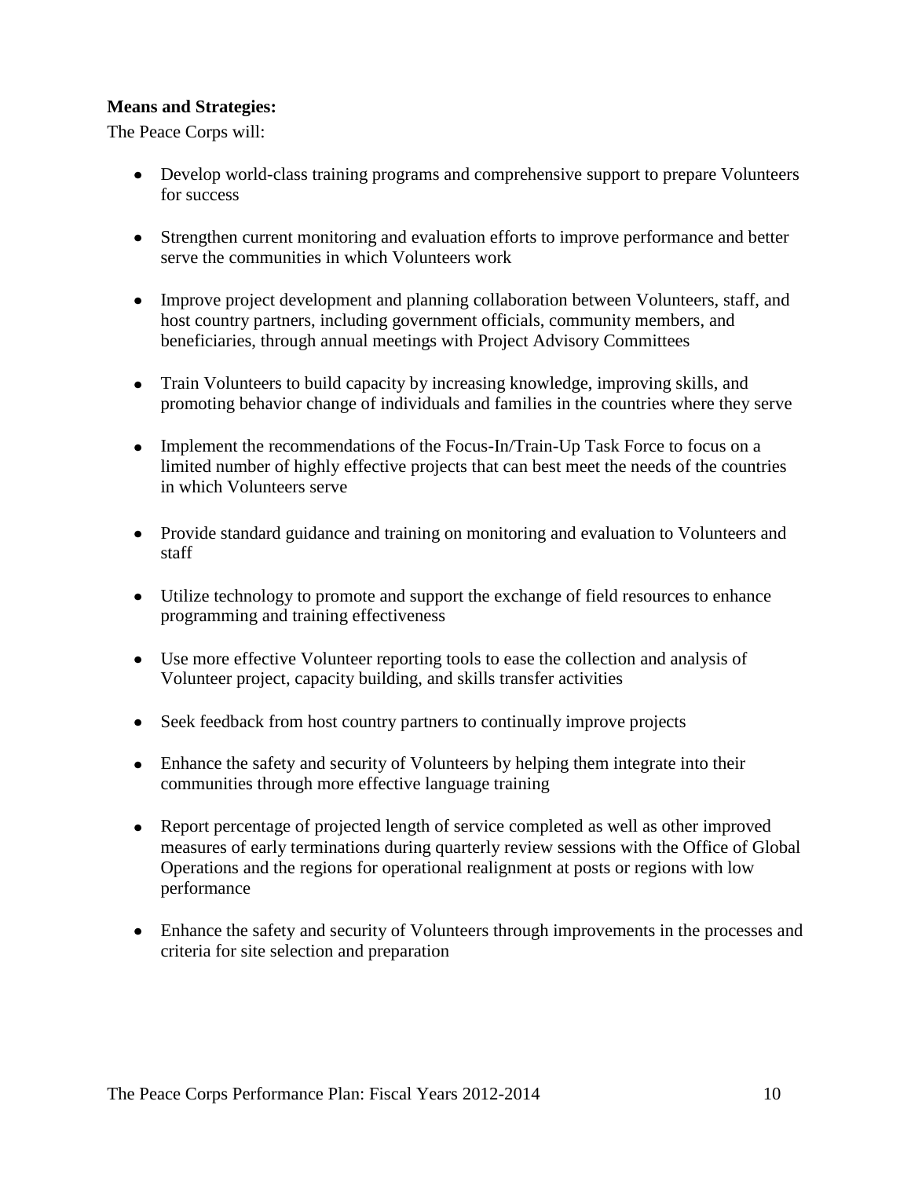**Means and Strategies:**

The Peace Corps will:

- Develop world-class training programs and comprehensive support to prepare Volunteers for success
- Strengthen current monitoring and evaluation efforts to improve performance and better serve the communities in which Volunteers work
- Improve project development and planning collaboration between Volunteers, staff, and host country partners, including government officials, community members, and beneficiaries, through annual meetings with Project Advisory Committees
- Train Volunteers to build capacity by increasing knowledge, improving skills, and promoting behavior change of individuals and families in the countries where they serve
- Implement the recommendations of the Focus-In/Train-Up Task Force to focus on a limited number of highly effective projects that can best meet the needs of the countries in which Volunteers serve
- Provide standard guidance and training on monitoring and evaluation to Volunteers and staff
- Utilize technology to promote and support the exchange of field resources to enhance programming and training effectiveness
- Use more effective Volunteer reporting tools to ease the collection and analysis of Volunteer project, capacity building, and skills transfer activities
- Seek feedback from host country partners to continually improve projects
- Enhance the safety and security of Volunteers by helping them integrate into their communities through more effective language training
- Report percentage of projected length of service completed as well as other improved measures of early terminations during quarterly review sessions with the Office of Global Operations and the regions for operational realignment at posts or regions with low performance
- Enhance the safety and security of Volunteers through improvements in the processes and criteria for site selection and preparation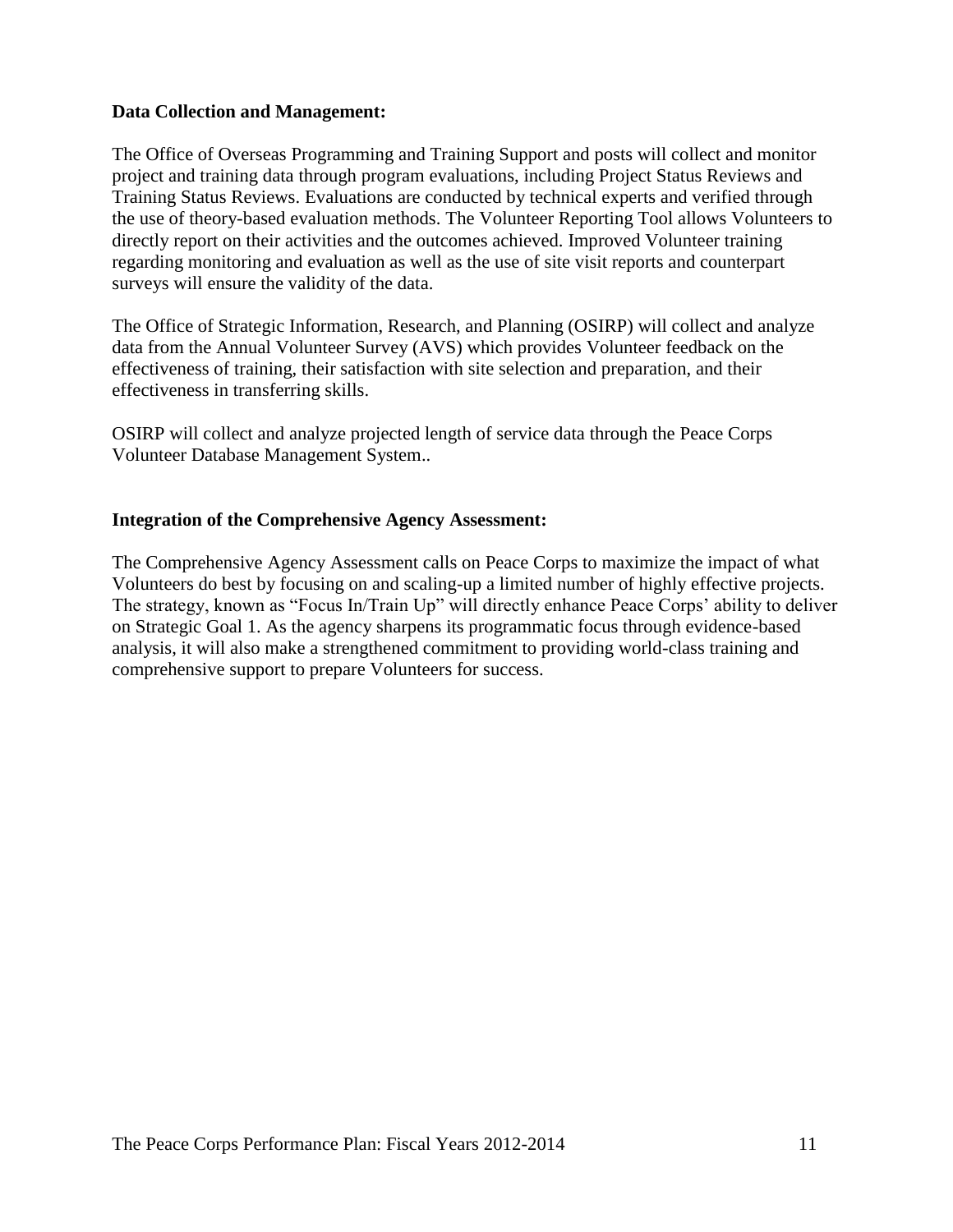**Data Collection and Management:**

The Office of Overseas Programming and Training Support and posts will collect and monitor project and training data through program evaluations, including Project Status Reviews and Training Status Reviews. Evaluations are conducted by technical experts and verified through the use of theory-based evaluation methods. The Volunteer Reporting Tool allows Volunteers to directly report on their activities and the outcomes achieved. Improved Volunteer training regarding monitoring and evaluation as well as the use of site visit reports and counterpart surveys will ensure the validity of the data.

The Office of Strategic Information, Research, and Planning (OSIRP) will collect and analyze data from the Annual Volunteer Survey (AVS) which provides Volunteer feedback on the effectiveness of training, their satisfaction with site selection and preparation, and their effectiveness in transferring skills.

OSIRP will collect and analyze projected length of service data through the Peace Corps Volunteer Database Management System..

**Integration of the Comprehensive Agency Assessment:**

The Comprehensive Agency Assessment calls on Peace Corps to maximize the impact of what Volunteers do best by focusing on and scaling-up a limited number of highly effective projects. The strategy, known as "Focus In/Train Up" will directly enhance Peace Corps' ability to deliver on Strategic Goal 1. As the agency sharpens its programmatic focus through evidence-based analysis, it will also make a strengthened commitment to providing world-class training and comprehensive support to prepare Volunteers for success.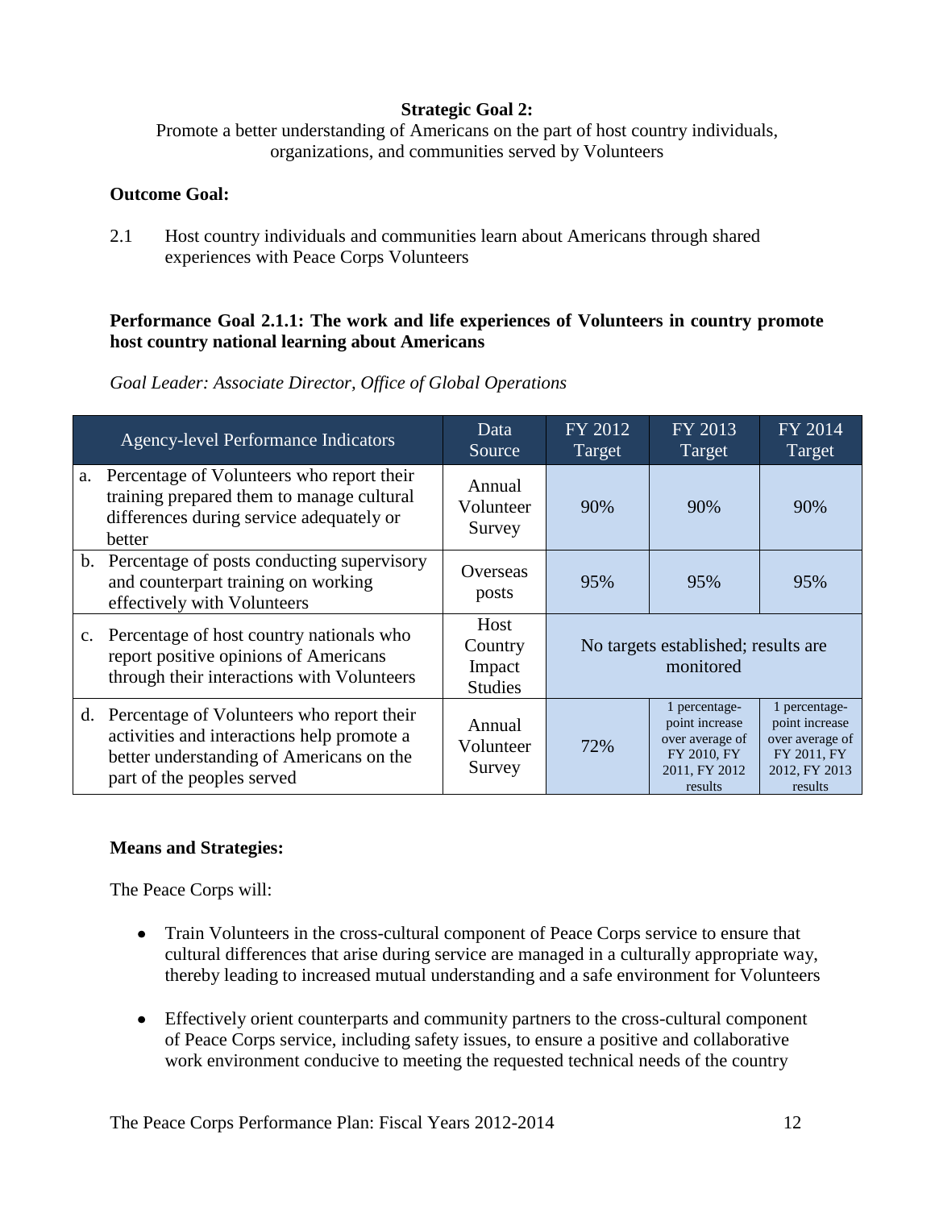**Strategic Goal 2:**
Promote a better understanding of Americans on the part of host country individuals, organizations, and communities served by Volunteers

**Outcome Goal:**

2.1 Host country individuals and communities learn about Americans through shared experiences with Peace Corps Volunteers

**Performance Goal 2.1.1: The work and life experiences of Volunteers in country promote host country national learning about Americans**

*Goal Leader: Associate Director, Office of Global Operations*

| Agency-level Performance Indicators | Data Source | FY 2012 Target | FY 2013 Target | FY 2014 Target |
|---|---|---|---|---|
| a. Percentage of Volunteers who report their training prepared them to manage cultural differences during service adequately or better | Annual Volunteer Survey | 90% | 90% | 90% |
| b. Percentage of posts conducting supervisory and counterpart training on working effectively with Volunteers | Overseas posts | 95% | 95% | 95% |
| c. Percentage of host country nationals who report positive opinions of Americans through their interactions with Volunteers | Host Country Impact Studies | No targets established; results are monitored | | |
| d. Percentage of Volunteers who report their activities and interactions help promote a better understanding of Americans on the part of the peoples served | Annual Volunteer Survey | 72% | 1 percentage-point increase over average of FY 2010, FY 2011, FY 2012 results | 1 percentage-point increase over average of FY 2011, FY 2012, FY 2013 results |

**Means and Strategies:**

The Peace Corps will:

- Train Volunteers in the cross-cultural component of Peace Corps service to ensure that cultural differences that arise during service are managed in a culturally appropriate way, thereby leading to increased mutual understanding and a safe environment for Volunteers

- Effectively orient counterparts and community partners to the cross-cultural component of Peace Corps service, including safety issues, to ensure a positive and collaborative work environment conducive to meeting the requested technical needs of the country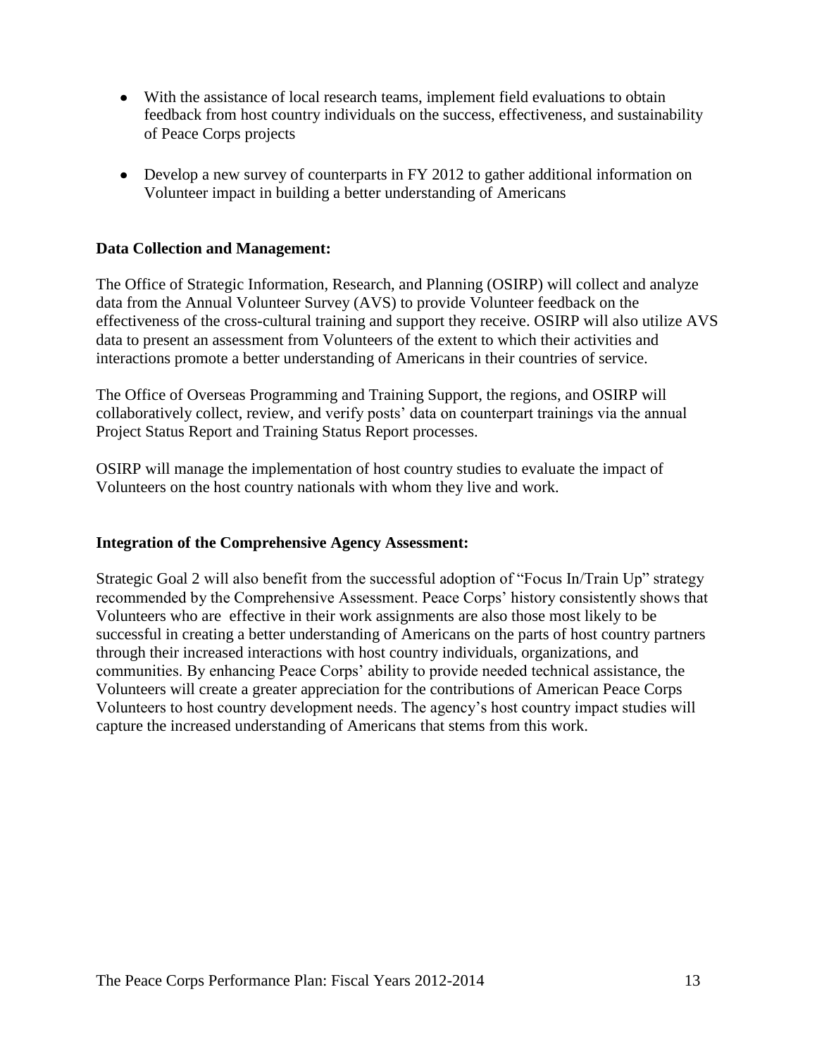- With the assistance of local research teams, implement field evaluations to obtain feedback from host country individuals on the success, effectiveness, and sustainability of Peace Corps projects
- Develop a new survey of counterparts in FY 2012 to gather additional information on Volunteer impact in building a better understanding of Americans

**Data Collection and Management:**

The Office of Strategic Information, Research, and Planning (OSIRP) will collect and analyze data from the Annual Volunteer Survey (AVS) to provide Volunteer feedback on the effectiveness of the cross-cultural training and support they receive. OSIRP will also utilize AVS data to present an assessment from Volunteers of the extent to which their activities and interactions promote a better understanding of Americans in their countries of service.

The Office of Overseas Programming and Training Support, the regions, and OSIRP will collaboratively collect, review, and verify posts' data on counterpart trainings via the annual Project Status Report and Training Status Report processes.

OSIRP will manage the implementation of host country studies to evaluate the impact of Volunteers on the host country nationals with whom they live and work.

**Integration of the Comprehensive Agency Assessment:**

Strategic Goal 2 will also benefit from the successful adoption of "Focus In/Train Up" strategy recommended by the Comprehensive Assessment. Peace Corps' history consistently shows that Volunteers who are effective in their work assignments are also those most likely to be successful in creating a better understanding of Americans on the parts of host country partners through their increased interactions with host country individuals, organizations, and communities. By enhancing Peace Corps' ability to provide needed technical assistance, the Volunteers will create a greater appreciation for the contributions of American Peace Corps Volunteers to host country development needs. The agency's host country impact studies will capture the increased understanding of Americans that stems from this work.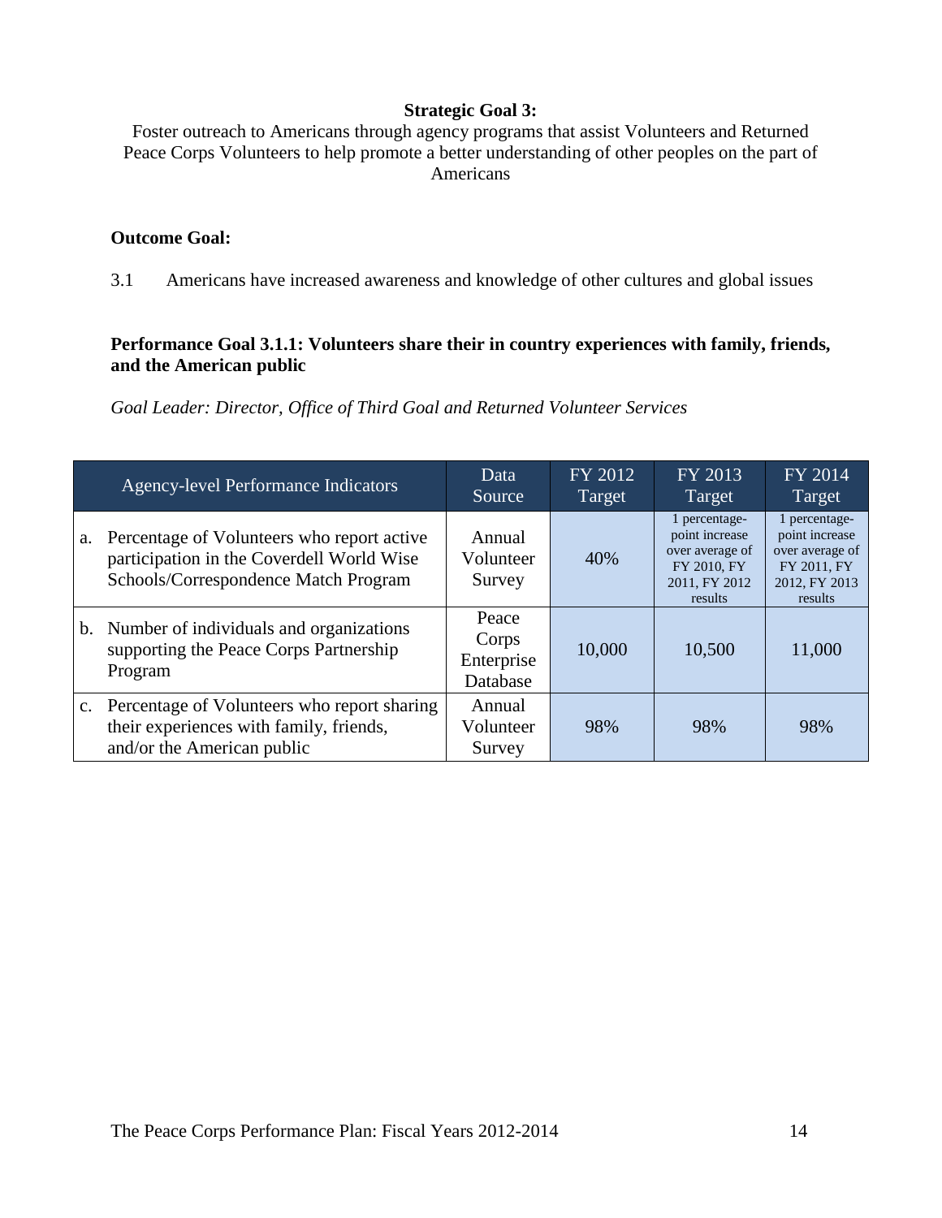**Strategic Goal 3:**

Foster outreach to Americans through agency programs that assist Volunteers and Returned Peace Corps Volunteers to help promote a better understanding of other peoples on the part of Americans

**Outcome Goal:**

3.1 Americans have increased awareness and knowledge of other cultures and global issues

**Performance Goal 3.1.1: Volunteers share their in country experiences with family, friends, and the American public**

*Goal Leader: Director, Office of Third Goal and Returned Volunteer Services*

| Agency-level Performance Indicators | Data Source | FY 2012 Target | FY 2013 Target | FY 2014 Target |
|---|---|---|---|---|
| a. Percentage of Volunteers who report active participation in the Coverdell World Wise Schools/Correspondence Match Program | Annual Volunteer Survey | 40% | 1 percentage-point increase over average of FY 2010, FY 2011, FY 2012 results | 1 percentage-point increase over average of FY 2011, FY 2012, FY 2013 results |
| b. Number of individuals and organizations supporting the Peace Corps Partnership Program | Peace Corps Enterprise Database | 10,000 | 10,500 | 11,000 |
| c. Percentage of Volunteers who report sharing their experiences with family, friends, and/or the American public | Annual Volunteer Survey | 98% | 98% | 98% |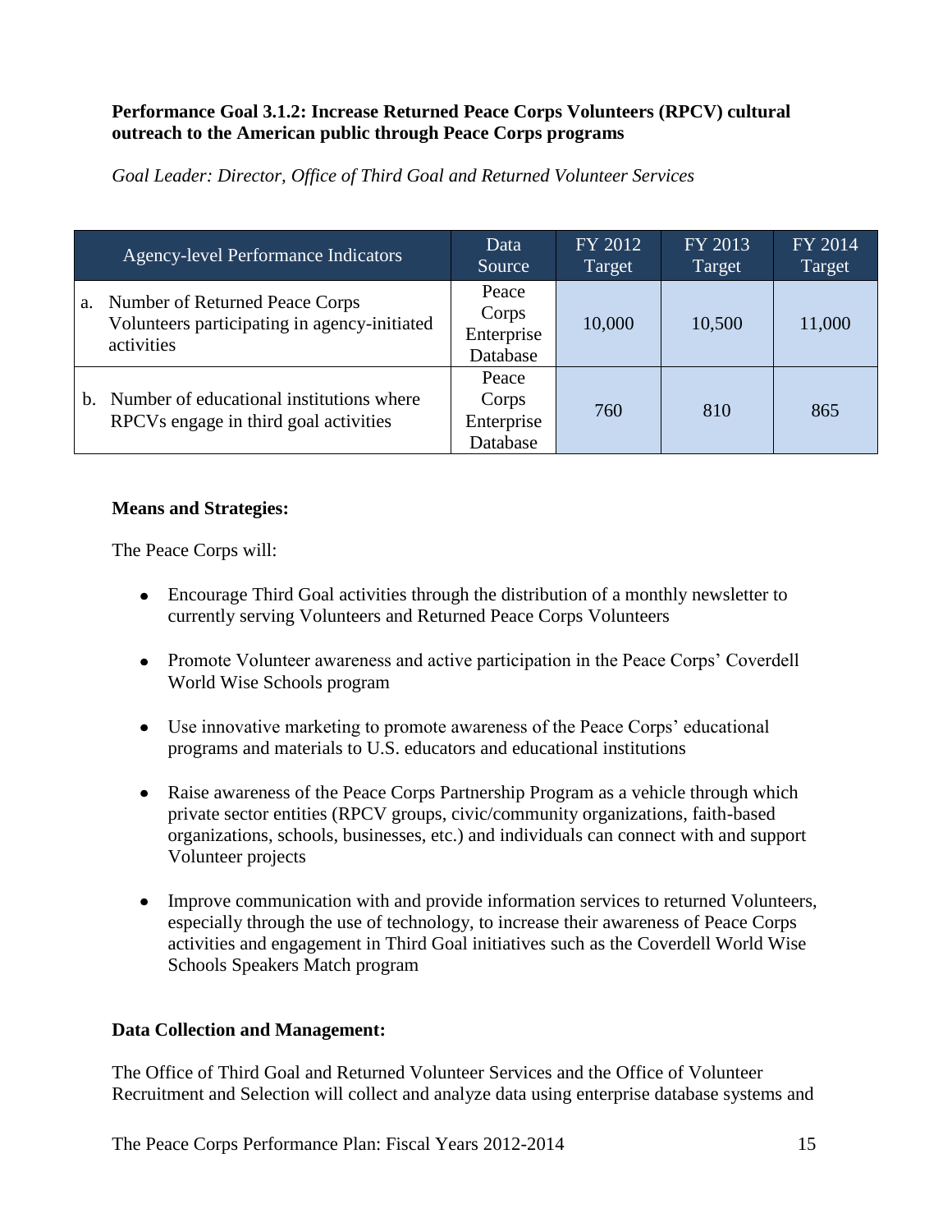**Performance Goal 3.1.2: Increase Returned Peace Corps Volunteers (RPCV) cultural outreach to the American public through Peace Corps programs**

*Goal Leader: Director, Office of Third Goal and Returned Volunteer Services*

| Agency-level Performance Indicators | Data Source | FY 2012 Target | FY 2013 Target | FY 2014 Target |
|---|---|---|---|---|
| a. Number of Returned Peace Corps Volunteers participating in agency-initiated activities | Peace Corps Enterprise Database | 10,000 | 10,500 | 11,000 |
| b. Number of educational institutions where RPCVs engage in third goal activities | Peace Corps Enterprise Database | 760 | 810 | 865 |

**Means and Strategies:**

The Peace Corps will:

- Encourage Third Goal activities through the distribution of a monthly newsletter to currently serving Volunteers and Returned Peace Corps Volunteers
- Promote Volunteer awareness and active participation in the Peace Corps' Coverdell World Wise Schools program
- Use innovative marketing to promote awareness of the Peace Corps' educational programs and materials to U.S. educators and educational institutions
- Raise awareness of the Peace Corps Partnership Program as a vehicle through which private sector entities (RPCV groups, civic/community organizations, faith-based organizations, schools, businesses, etc.) and individuals can connect with and support Volunteer projects
- Improve communication with and provide information services to returned Volunteers, especially through the use of technology, to increase their awareness of Peace Corps activities and engagement in Third Goal initiatives such as the Coverdell World Wise Schools Speakers Match program

**Data Collection and Management:**

The Office of Third Goal and Returned Volunteer Services and the Office of Volunteer Recruitment and Selection will collect and analyze data using enterprise database systems and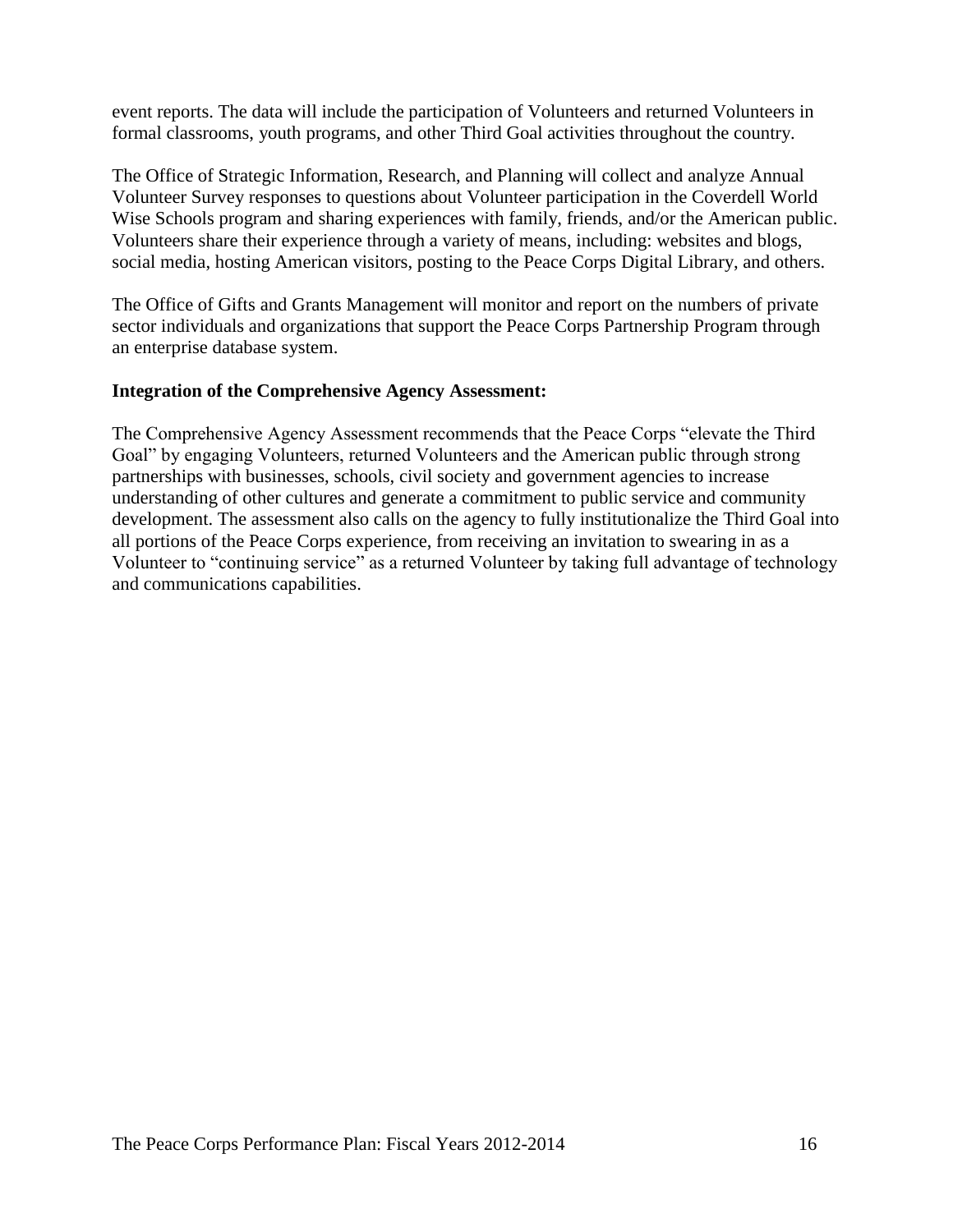event reports. The data will include the participation of Volunteers and returned Volunteers in formal classrooms, youth programs, and other Third Goal activities throughout the country.

The Office of Strategic Information, Research, and Planning will collect and analyze Annual Volunteer Survey responses to questions about Volunteer participation in the Coverdell World Wise Schools program and sharing experiences with family, friends, and/or the American public. Volunteers share their experience through a variety of means, including: websites and blogs, social media, hosting American visitors, posting to the Peace Corps Digital Library, and others.

The Office of Gifts and Grants Management will monitor and report on the numbers of private sector individuals and organizations that support the Peace Corps Partnership Program through an enterprise database system.

**Integration of the Comprehensive Agency Assessment:**

The Comprehensive Agency Assessment recommends that the Peace Corps "elevate the Third Goal" by engaging Volunteers, returned Volunteers and the American public through strong partnerships with businesses, schools, civil society and government agencies to increase understanding of other cultures and generate a commitment to public service and community development. The assessment also calls on the agency to fully institutionalize the Third Goal into all portions of the Peace Corps experience, from receiving an invitation to swearing in as a Volunteer to "continuing service" as a returned Volunteer by taking full advantage of technology and communications capabilities.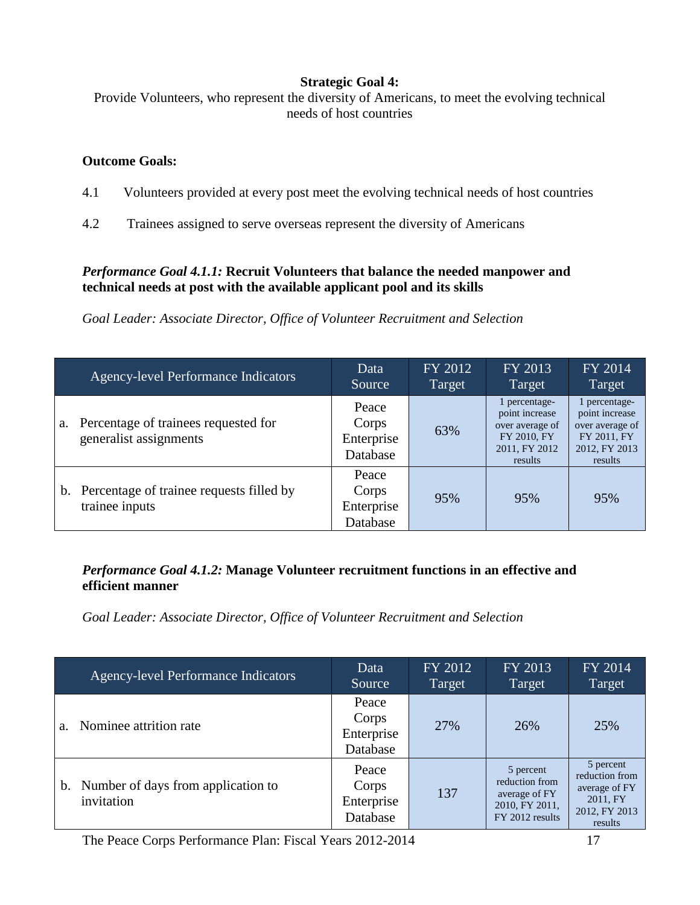**Strategic Goal 4:**

Provide Volunteers, who represent the diversity of Americans, to meet the evolving technical needs of host countries

**Outcome Goals:**

4.1 Volunteers provided at every post meet the evolving technical needs of host countries

4.2 Trainees assigned to serve overseas represent the diversity of Americans

***Performance Goal 4.1.1:*** **Recruit Volunteers that balance the needed manpower and technical needs at post with the available applicant pool and its skills**

*Goal Leader: Associate Director, Office of Volunteer Recruitment and Selection*

| Agency-level Performance Indicators | Data Source | FY 2012 Target | FY 2013 Target | FY 2014 Target |
|---|---|---|---|---|
| a. Percentage of trainees requested for generalist assignments | Peace Corps Enterprise Database | 63% | 1 percentage-point increase over average of FY 2010, FY 2011, FY 2012 results | 1 percentage-point increase over average of FY 2011, FY 2012, FY 2013 results |
| b. Percentage of trainee requests filled by trainee inputs | Peace Corps Enterprise Database | 95% | 95% | 95% |

***Performance Goal 4.1.2:*** **Manage Volunteer recruitment functions in an effective and efficient manner**

*Goal Leader: Associate Director, Office of Volunteer Recruitment and Selection*

| Agency-level Performance Indicators | Data Source | FY 2012 Target | FY 2013 Target | FY 2014 Target |
|---|---|---|---|---|
| a. Nominee attrition rate | Peace Corps Enterprise Database | 27% | 26% | 25% |
| b. Number of days from application to invitation | Peace Corps Enterprise Database | 137 | 5 percent reduction from average of FY 2010, FY 2011, FY 2012 results | 5 percent reduction from average of FY 2011, FY 2012, FY 2013 results |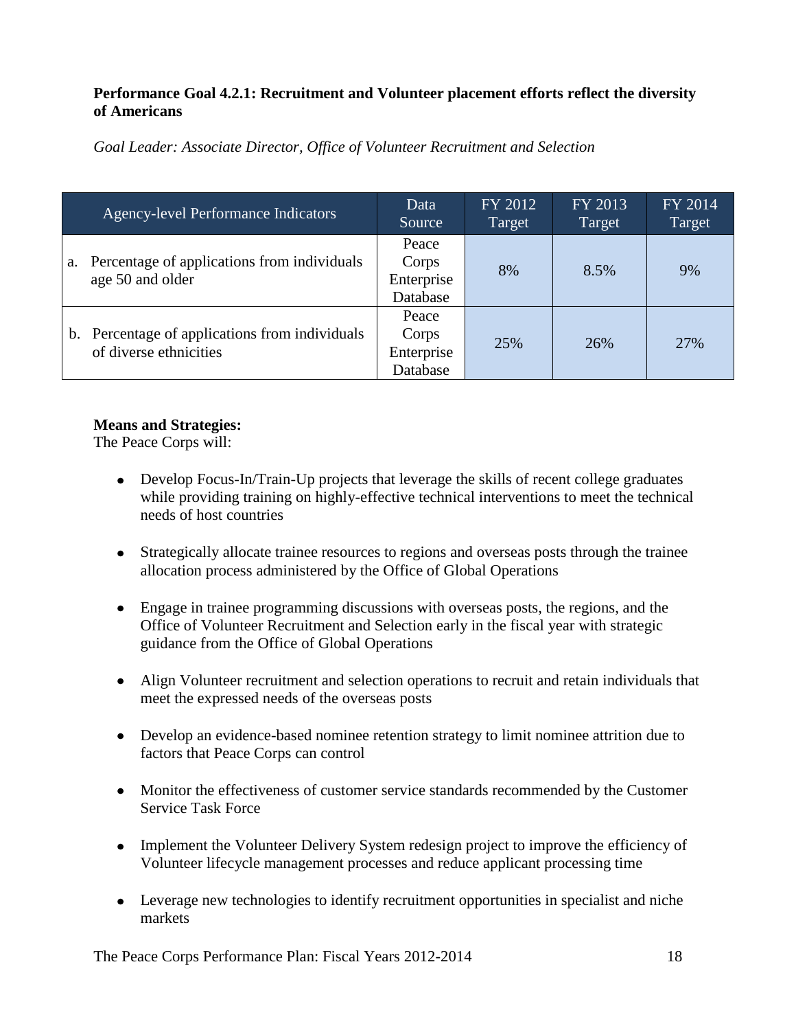**Performance Goal 4.2.1: Recruitment and Volunteer placement efforts reflect the diversity of Americans**

*Goal Leader: Associate Director, Office of Volunteer Recruitment and Selection*

| Agency-level Performance Indicators | Data Source | FY 2012 Target | FY 2013 Target | FY 2014 Target |
|---|---|---|---|---|
| a. Percentage of applications from individuals age 50 and older | Peace Corps Enterprise Database | 8% | 8.5% | 9% |
| b. Percentage of applications from individuals of diverse ethnicities | Peace Corps Enterprise Database | 25% | 26% | 27% |

**Means and Strategies:**
The Peace Corps will:

- Develop Focus-In/Train-Up projects that leverage the skills of recent college graduates while providing training on highly-effective technical interventions to meet the technical needs of host countries
- Strategically allocate trainee resources to regions and overseas posts through the trainee allocation process administered by the Office of Global Operations
- Engage in trainee programming discussions with overseas posts, the regions, and the Office of Volunteer Recruitment and Selection early in the fiscal year with strategic guidance from the Office of Global Operations
- Align Volunteer recruitment and selection operations to recruit and retain individuals that meet the expressed needs of the overseas posts
- Develop an evidence-based nominee retention strategy to limit nominee attrition due to factors that Peace Corps can control
- Monitor the effectiveness of customer service standards recommended by the Customer Service Task Force
- Implement the Volunteer Delivery System redesign project to improve the efficiency of Volunteer lifecycle management processes and reduce applicant processing time
- Leverage new technologies to identify recruitment opportunities in specialist and niche markets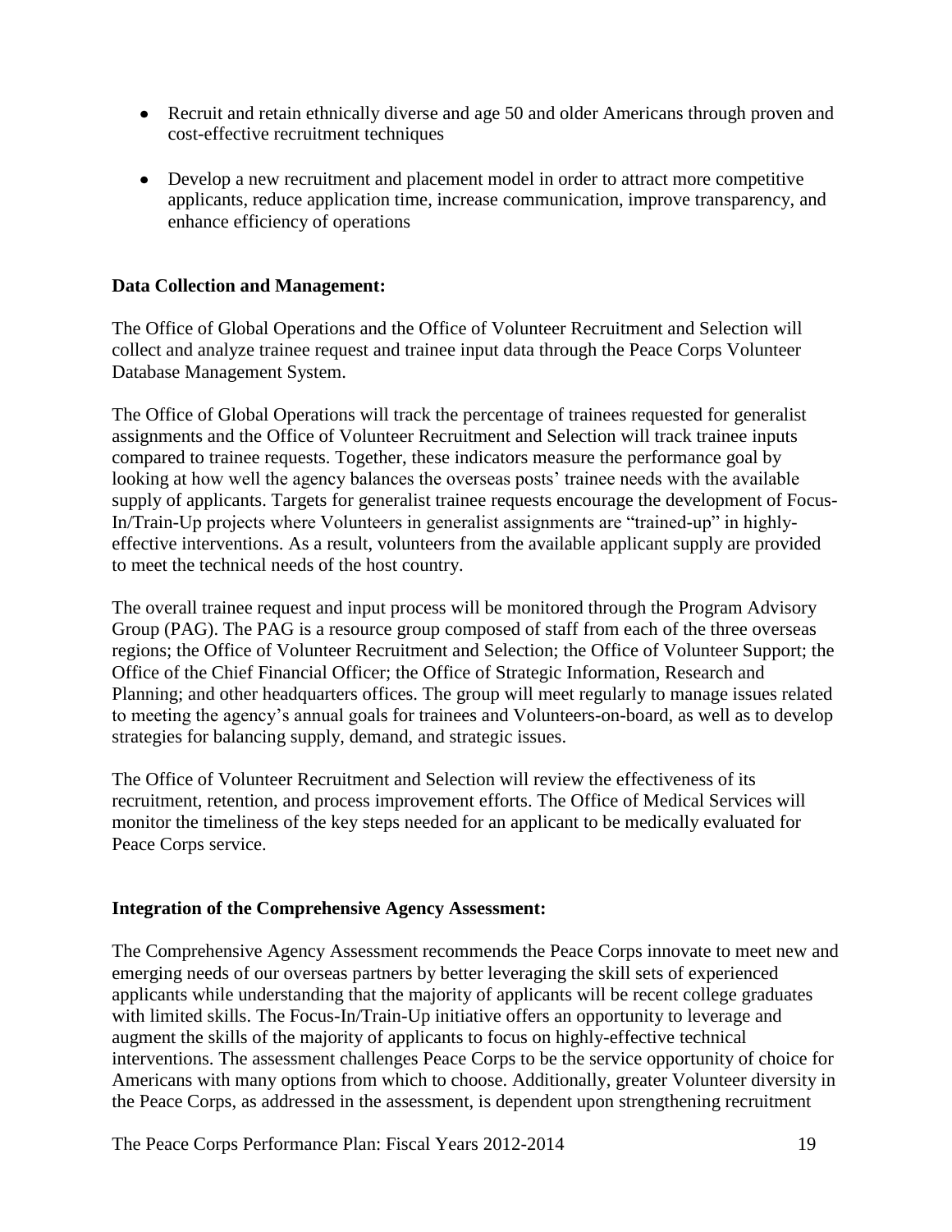- Recruit and retain ethnically diverse and age 50 and older Americans through proven and cost-effective recruitment techniques

- Develop a new recruitment and placement model in order to attract more competitive applicants, reduce application time, increase communication, improve transparency, and enhance efficiency of operations

**Data Collection and Management:**

The Office of Global Operations and the Office of Volunteer Recruitment and Selection will collect and analyze trainee request and trainee input data through the Peace Corps Volunteer Database Management System.

The Office of Global Operations will track the percentage of trainees requested for generalist assignments and the Office of Volunteer Recruitment and Selection will track trainee inputs compared to trainee requests. Together, these indicators measure the performance goal by looking at how well the agency balances the overseas posts' trainee needs with the available supply of applicants. Targets for generalist trainee requests encourage the development of Focus-In/Train-Up projects where Volunteers in generalist assignments are "trained-up" in highly-effective interventions. As a result, volunteers from the available applicant supply are provided to meet the technical needs of the host country.

The overall trainee request and input process will be monitored through the Program Advisory Group (PAG). The PAG is a resource group composed of staff from each of the three overseas regions; the Office of Volunteer Recruitment and Selection; the Office of Volunteer Support; the Office of the Chief Financial Officer; the Office of Strategic Information, Research and Planning; and other headquarters offices. The group will meet regularly to manage issues related to meeting the agency's annual goals for trainees and Volunteers-on-board, as well as to develop strategies for balancing supply, demand, and strategic issues.

The Office of Volunteer Recruitment and Selection will review the effectiveness of its recruitment, retention, and process improvement efforts. The Office of Medical Services will monitor the timeliness of the key steps needed for an applicant to be medically evaluated for Peace Corps service.

**Integration of the Comprehensive Agency Assessment:**

The Comprehensive Agency Assessment recommends the Peace Corps innovate to meet new and emerging needs of our overseas partners by better leveraging the skill sets of experienced applicants while understanding that the majority of applicants will be recent college graduates with limited skills. The Focus-In/Train-Up initiative offers an opportunity to leverage and augment the skills of the majority of applicants to focus on highly-effective technical interventions. The assessment challenges Peace Corps to be the service opportunity of choice for Americans with many options from which to choose. Additionally, greater Volunteer diversity in the Peace Corps, as addressed in the assessment, is dependent upon strengthening recruitment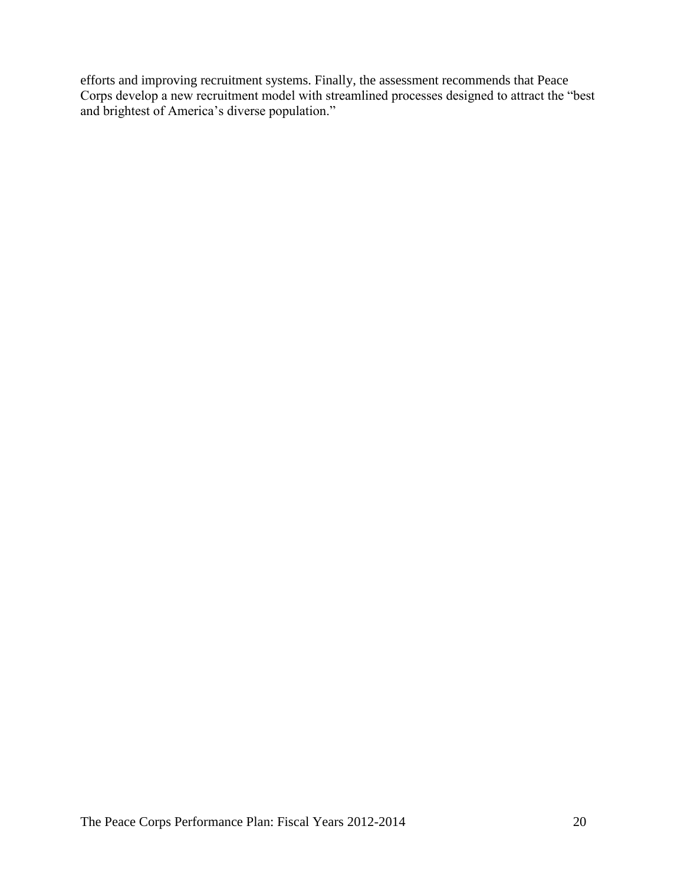efforts and improving recruitment systems. Finally, the assessment recommends that Peace Corps develop a new recruitment model with streamlined processes designed to attract the "best and brightest of America's diverse population."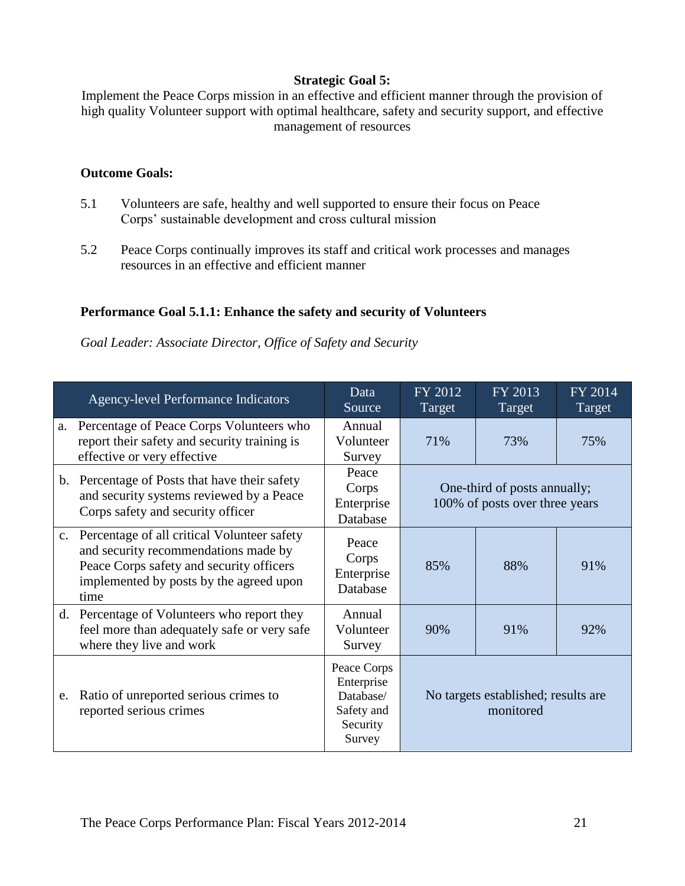**Strategic Goal 5:**

Implement the Peace Corps mission in an effective and efficient manner through the provision of high quality Volunteer support with optimal healthcare, safety and security support, and effective management of resources

**Outcome Goals:**

5.1 Volunteers are safe, healthy and well supported to ensure their focus on Peace Corps' sustainable development and cross cultural mission

5.2 Peace Corps continually improves its staff and critical work processes and manages resources in an effective and efficient manner

**Performance Goal 5.1.1: Enhance the safety and security of Volunteers**

*Goal Leader: Associate Director, Office of Safety and Security*

| Agency-level Performance Indicators | Data Source | FY 2012 Target | FY 2013 Target | FY 2014 Target |
|---|---|---|---|---|
| a. Percentage of Peace Corps Volunteers who report their safety and security training is effective or very effective | Annual Volunteer Survey | 71% | 73% | 75% |
| b. Percentage of Posts that have their safety and security systems reviewed by a Peace Corps safety and security officer | Peace Corps Enterprise Database | One-third of posts annually; 100% of posts over three years | | |
| c. Percentage of all critical Volunteer safety and security recommendations made by Peace Corps safety and security officers implemented by posts by the agreed upon time | Peace Corps Enterprise Database | 85% | 88% | 91% |
| d. Percentage of Volunteers who report they feel more than adequately safe or very safe where they live and work | Annual Volunteer Survey | 90% | 91% | 92% |
| e. Ratio of unreported serious crimes to reported serious crimes | Peace Corps Enterprise Database/ Safety and Security Survey | No targets established; results are monitored | | |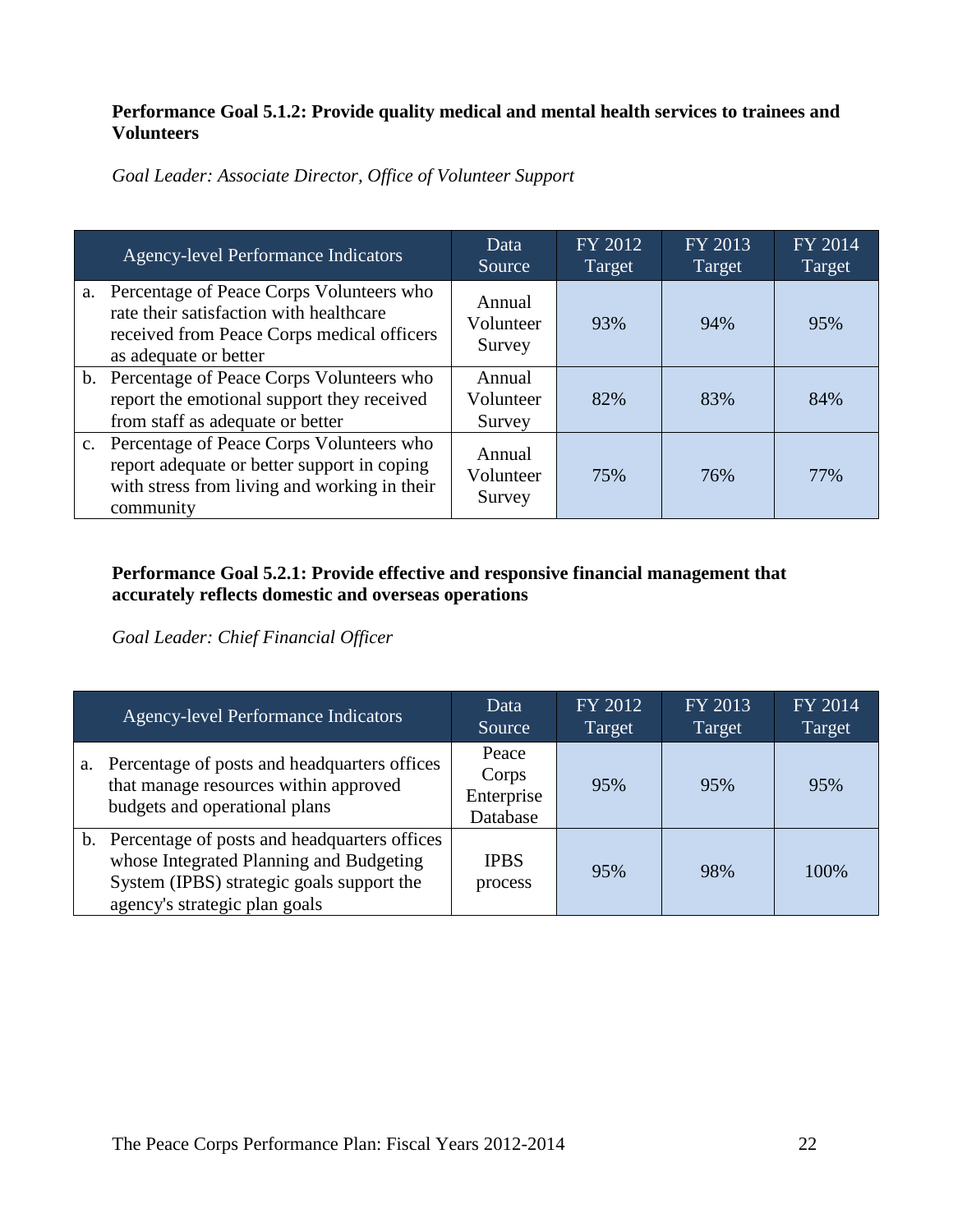**Performance Goal 5.1.2: Provide quality medical and mental health services to trainees and Volunteers**

*Goal Leader: Associate Director, Office of Volunteer Support*

| Agency-level Performance Indicators | Data Source | FY 2012 Target | FY 2013 Target | FY 2014 Target |
|---|---|---|---|---|
| a. Percentage of Peace Corps Volunteers who rate their satisfaction with healthcare received from Peace Corps medical officers as adequate or better | Annual Volunteer Survey | 93% | 94% | 95% |
| b. Percentage of Peace Corps Volunteers who report the emotional support they received from staff as adequate or better | Annual Volunteer Survey | 82% | 83% | 84% |
| c. Percentage of Peace Corps Volunteers who report adequate or better support in coping with stress from living and working in their community | Annual Volunteer Survey | 75% | 76% | 77% |

**Performance Goal 5.2.1: Provide effective and responsive financial management that accurately reflects domestic and overseas operations**

*Goal Leader: Chief Financial Officer*

| Agency-level Performance Indicators | Data Source | FY 2012 Target | FY 2013 Target | FY 2014 Target |
|---|---|---|---|---|
| a. Percentage of posts and headquarters offices that manage resources within approved budgets and operational plans | Peace Corps Enterprise Database | 95% | 95% | 95% |
| b. Percentage of posts and headquarters offices whose Integrated Planning and Budgeting System (IPBS) strategic goals support the agency's strategic plan goals | IPBS process | 95% | 98% | 100% |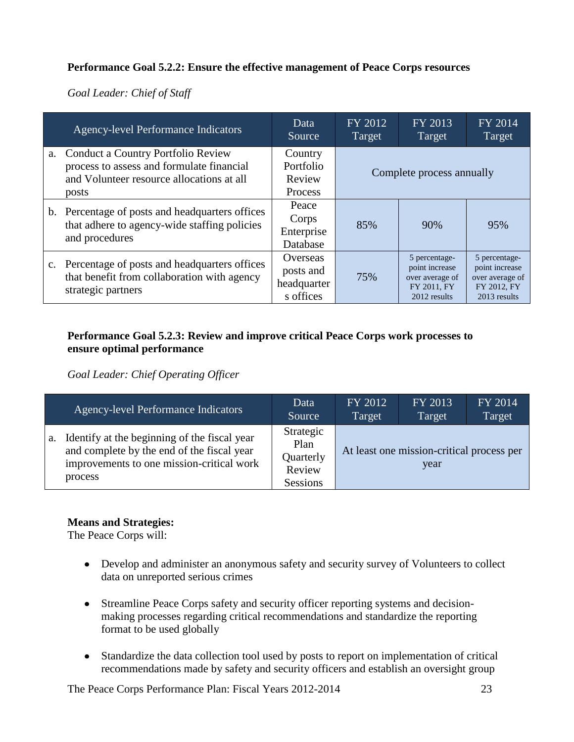**Performance Goal 5.2.2: Ensure the effective management of Peace Corps resources**

*Goal Leader: Chief of Staff*

| Agency-level Performance Indicators | Data Source | FY 2012 Target | FY 2013 Target | FY 2014 Target |
|---|---|---|---|---|
| a. Conduct a Country Portfolio Review process to assess and formulate financial and Volunteer resource allocations at all posts | Country Portfolio Review Process | Complete process annually | | |
| b. Percentage of posts and headquarters offices that adhere to agency-wide staffing policies and procedures | Peace Corps Enterprise Database | 85% | 90% | 95% |
| c. Percentage of posts and headquarters offices that benefit from collaboration with agency strategic partners | Overseas posts and headquarters offices | 75% | 5 percentage-point increase over average of FY 2011, FY 2012 results | 5 percentage-point increase over average of FY 2012, FY 2013 results |

**Performance Goal 5.2.3: Review and improve critical Peace Corps work processes to ensure optimal performance**

*Goal Leader: Chief Operating Officer*

| Agency-level Performance Indicators | Data Source | FY 2012 Target | FY 2013 Target | FY 2014 Target |
|---|---|---|---|---|
| a. Identify at the beginning of the fiscal year and complete by the end of the fiscal year improvements to one mission-critical work process | Strategic Plan Quarterly Review Sessions | At least one mission-critical process per year | | |

**Means and Strategies:**
The Peace Corps will:

- Develop and administer an anonymous safety and security survey of Volunteers to collect data on unreported serious crimes
- Streamline Peace Corps safety and security officer reporting systems and decision-making processes regarding critical recommendations and standardize the reporting format to be used globally
- Standardize the data collection tool used by posts to report on implementation of critical recommendations made by safety and security officers and establish an oversight group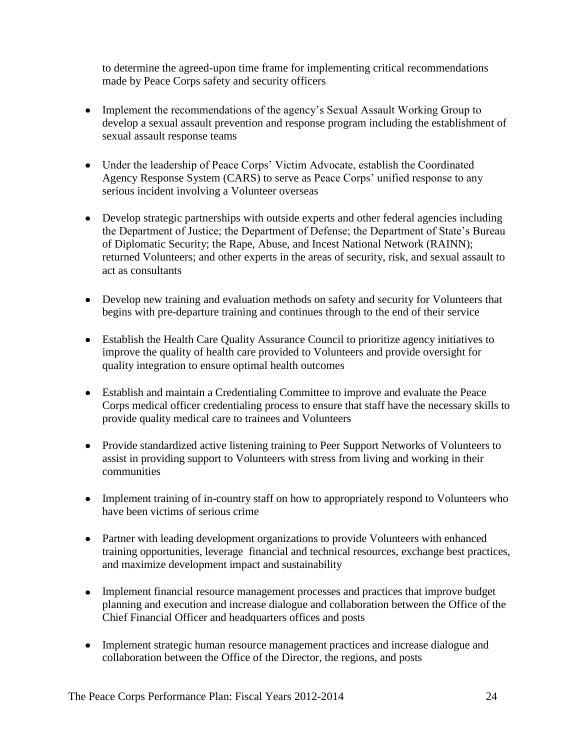to determine the agreed-upon time frame for implementing critical recommendations made by Peace Corps safety and security officers

- Implement the recommendations of the agency's Sexual Assault Working Group to develop a sexual assault prevention and response program including the establishment of sexual assault response teams

- Under the leadership of Peace Corps' Victim Advocate, establish the Coordinated Agency Response System (CARS) to serve as Peace Corps' unified response to any serious incident involving a Volunteer overseas

- Develop strategic partnerships with outside experts and other federal agencies including the Department of Justice; the Department of Defense; the Department of State's Bureau of Diplomatic Security; the Rape, Abuse, and Incest National Network (RAINN); returned Volunteers; and other experts in the areas of security, risk, and sexual assault to act as consultants

- Develop new training and evaluation methods on safety and security for Volunteers that begins with pre-departure training and continues through to the end of their service

- Establish the Health Care Quality Assurance Council to prioritize agency initiatives to improve the quality of health care provided to Volunteers and provide oversight for quality integration to ensure optimal health outcomes

- Establish and maintain a Credentialing Committee to improve and evaluate the Peace Corps medical officer credentialing process to ensure that staff have the necessary skills to provide quality medical care to trainees and Volunteers

- Provide standardized active listening training to Peer Support Networks of Volunteers to assist in providing support to Volunteers with stress from living and working in their communities

- Implement training of in-country staff on how to appropriately respond to Volunteers who have been victims of serious crime

- Partner with leading development organizations to provide Volunteers with enhanced training opportunities, leverage financial and technical resources, exchange best practices, and maximize development impact and sustainability

- Implement financial resource management processes and practices that improve budget planning and execution and increase dialogue and collaboration between the Office of the Chief Financial Officer and headquarters offices and posts

- Implement strategic human resource management practices and increase dialogue and collaboration between the Office of the Director, the regions, and posts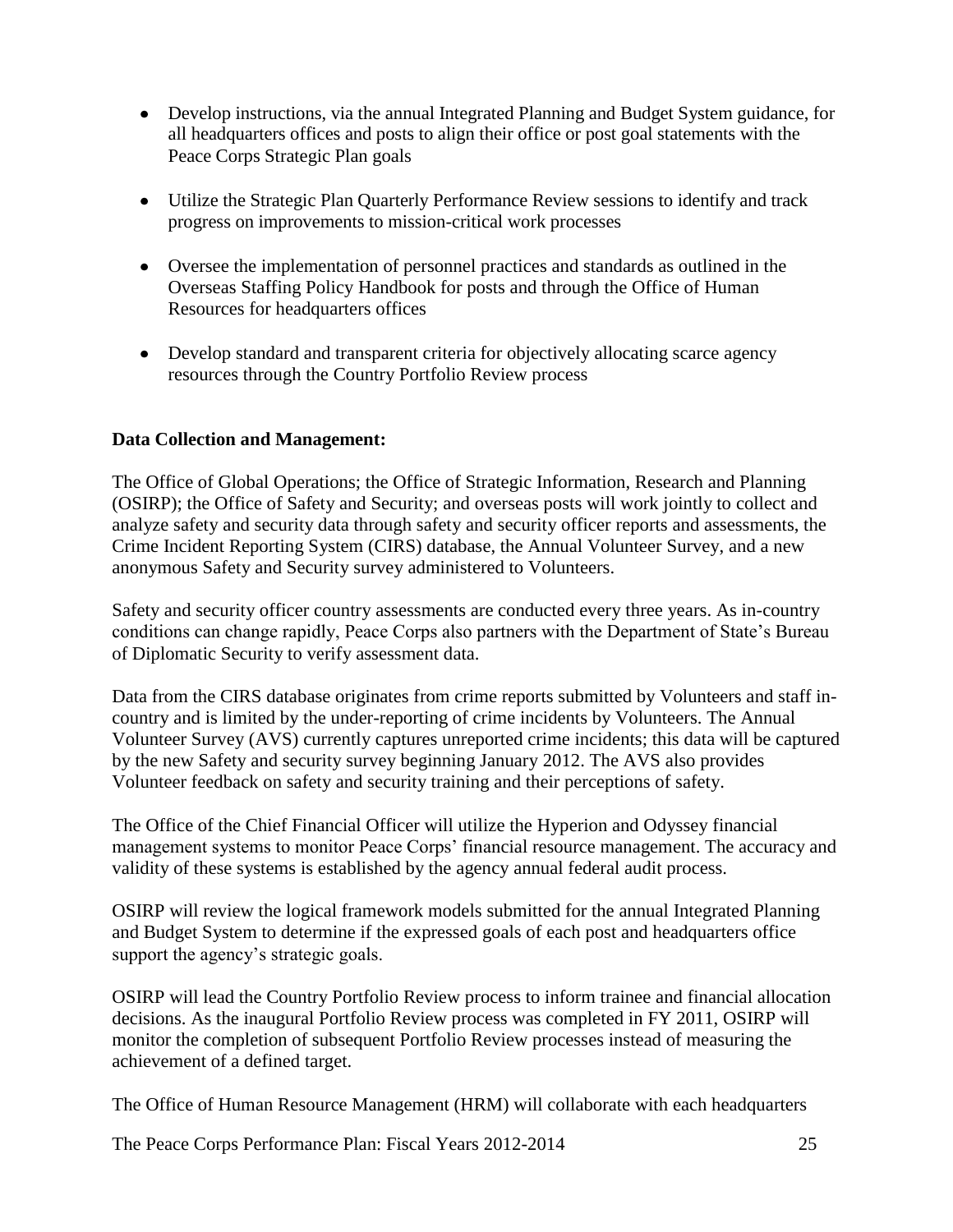- Develop instructions, via the annual Integrated Planning and Budget System guidance, for all headquarters offices and posts to align their office or post goal statements with the Peace Corps Strategic Plan goals
- Utilize the Strategic Plan Quarterly Performance Review sessions to identify and track progress on improvements to mission-critical work processes
- Oversee the implementation of personnel practices and standards as outlined in the Overseas Staffing Policy Handbook for posts and through the Office of Human Resources for headquarters offices
- Develop standard and transparent criteria for objectively allocating scarce agency resources through the Country Portfolio Review process

**Data Collection and Management:**

The Office of Global Operations; the Office of Strategic Information, Research and Planning (OSIRP); the Office of Safety and Security; and overseas posts will work jointly to collect and analyze safety and security data through safety and security officer reports and assessments, the Crime Incident Reporting System (CIRS) database, the Annual Volunteer Survey, and a new anonymous Safety and Security survey administered to Volunteers.

Safety and security officer country assessments are conducted every three years. As in-country conditions can change rapidly, Peace Corps also partners with the Department of State's Bureau of Diplomatic Security to verify assessment data.

Data from the CIRS database originates from crime reports submitted by Volunteers and staff in-country and is limited by the under-reporting of crime incidents by Volunteers. The Annual Volunteer Survey (AVS) currently captures unreported crime incidents; this data will be captured by the new Safety and security survey beginning January 2012. The AVS also provides Volunteer feedback on safety and security training and their perceptions of safety.

The Office of the Chief Financial Officer will utilize the Hyperion and Odyssey financial management systems to monitor Peace Corps' financial resource management. The accuracy and validity of these systems is established by the agency annual federal audit process.

OSIRP will review the logical framework models submitted for the annual Integrated Planning and Budget System to determine if the expressed goals of each post and headquarters office support the agency's strategic goals.

OSIRP will lead the Country Portfolio Review process to inform trainee and financial allocation decisions. As the inaugural Portfolio Review process was completed in FY 2011, OSIRP will monitor the completion of subsequent Portfolio Review processes instead of measuring the achievement of a defined target.

The Office of Human Resource Management (HRM) will collaborate with each headquarters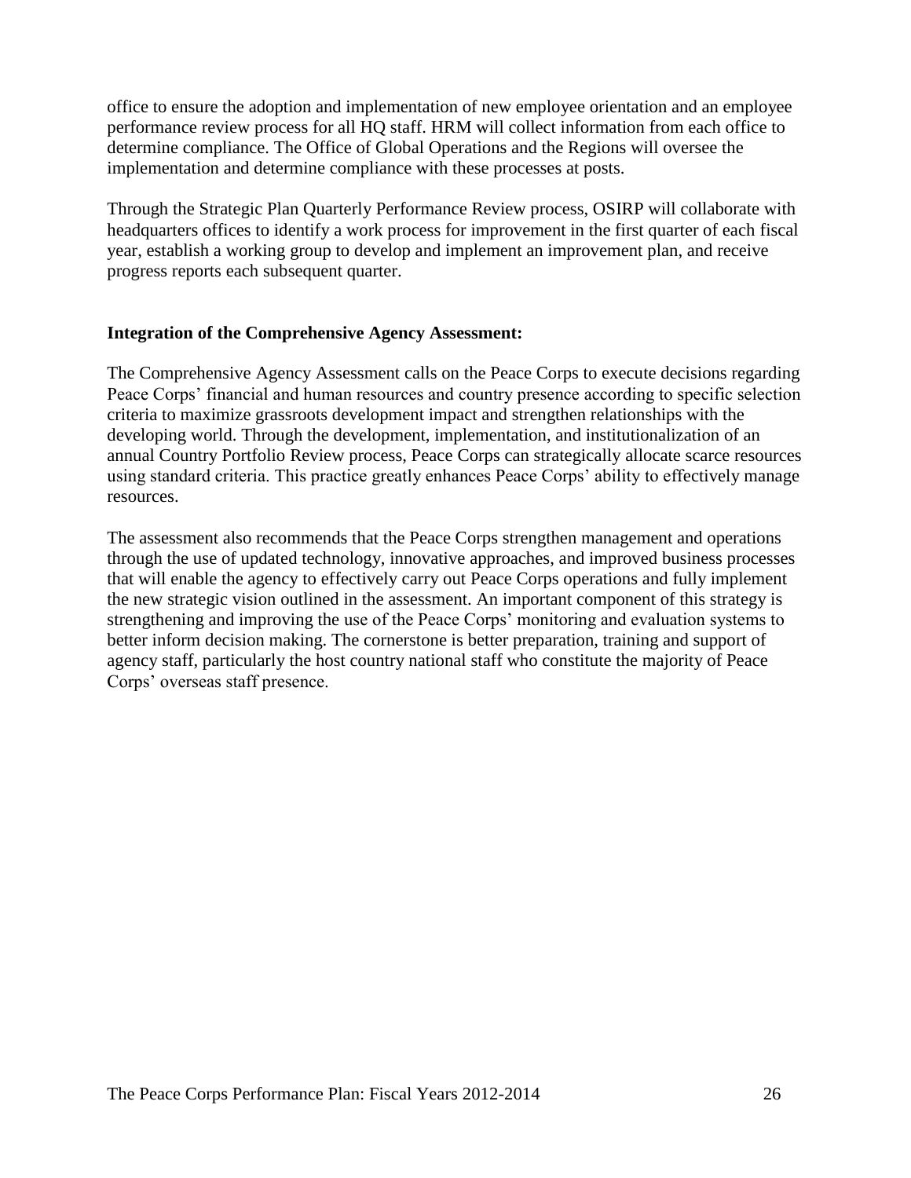office to ensure the adoption and implementation of new employee orientation and an employee performance review process for all HQ staff. HRM will collect information from each office to determine compliance. The Office of Global Operations and the Regions will oversee the implementation and determine compliance with these processes at posts.

Through the Strategic Plan Quarterly Performance Review process, OSIRP will collaborate with headquarters offices to identify a work process for improvement in the first quarter of each fiscal year, establish a working group to develop and implement an improvement plan, and receive progress reports each subsequent quarter.

**Integration of the Comprehensive Agency Assessment:**

The Comprehensive Agency Assessment calls on the Peace Corps to execute decisions regarding Peace Corps' financial and human resources and country presence according to specific selection criteria to maximize grassroots development impact and strengthen relationships with the developing world. Through the development, implementation, and institutionalization of an annual Country Portfolio Review process, Peace Corps can strategically allocate scarce resources using standard criteria. This practice greatly enhances Peace Corps' ability to effectively manage resources.

The assessment also recommends that the Peace Corps strengthen management and operations through the use of updated technology, innovative approaches, and improved business processes that will enable the agency to effectively carry out Peace Corps operations and fully implement the new strategic vision outlined in the assessment. An important component of this strategy is strengthening and improving the use of the Peace Corps' monitoring and evaluation systems to better inform decision making. The cornerstone is better preparation, training and support of agency staff, particularly the host country national staff who constitute the majority of Peace Corps' overseas staff presence.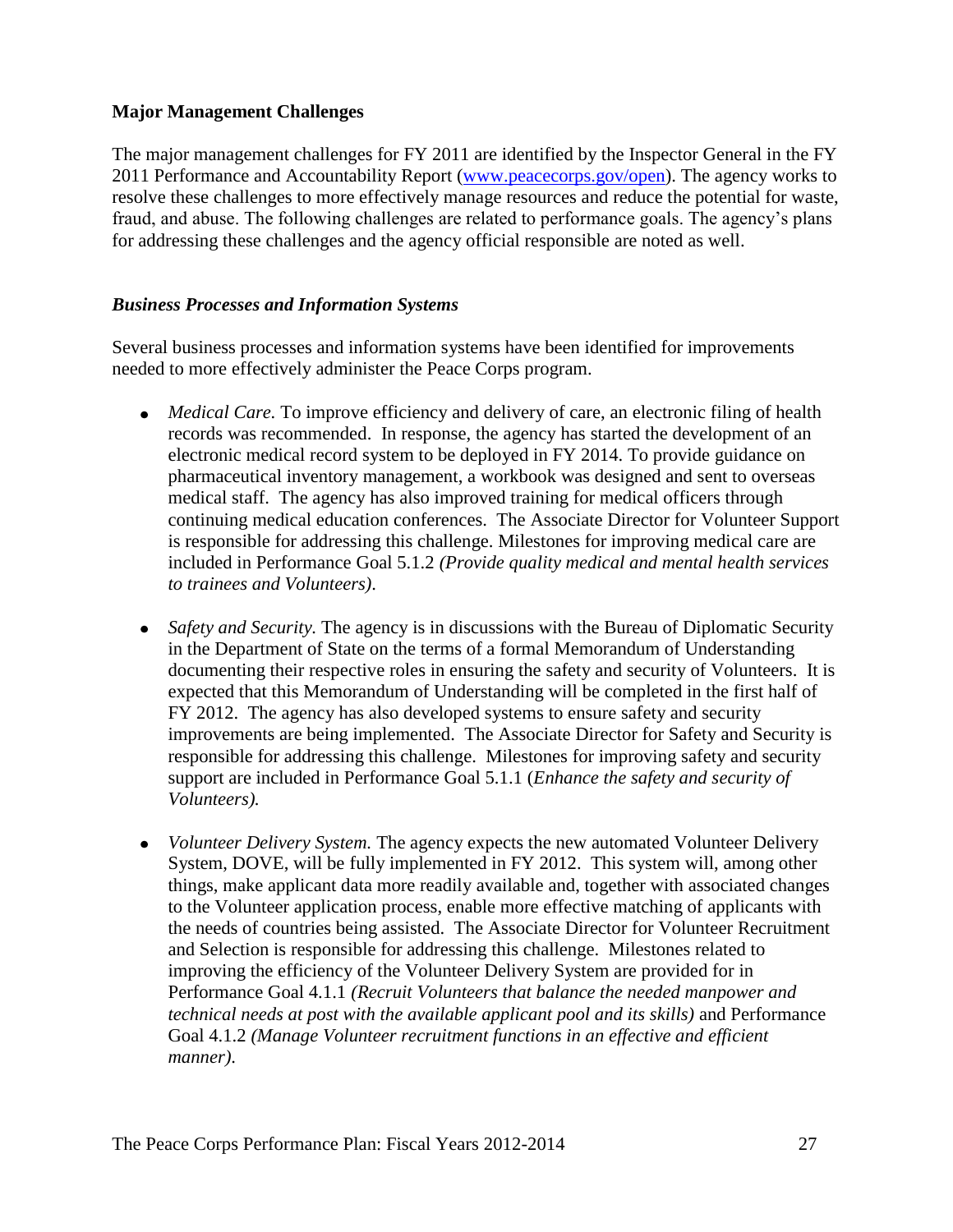**Major Management Challenges**

The major management challenges for FY 2011 are identified by the Inspector General in the FY 2011 Performance and Accountability Report ([www.peacecorps.gov/open](www.peacecorps.gov/open)). The agency works to resolve these challenges to more effectively manage resources and reduce the potential for waste, fraud, and abuse. The following challenges are related to performance goals. The agency's plans for addressing these challenges and the agency official responsible are noted as well.

***Business Processes and Information Systems***

Several business processes and information systems have been identified for improvements needed to more effectively administer the Peace Corps program.

- *Medical Care.* To improve efficiency and delivery of care, an electronic filing of health records was recommended. In response, the agency has started the development of an electronic medical record system to be deployed in FY 2014. To provide guidance on pharmaceutical inventory management, a workbook was designed and sent to overseas medical staff. The agency has also improved training for medical officers through continuing medical education conferences. The Associate Director for Volunteer Support is responsible for addressing this challenge. Milestones for improving medical care are included in Performance Goal 5.1.2 *(Provide quality medical and mental health services to trainees and Volunteers).*

- *Safety and Security.* The agency is in discussions with the Bureau of Diplomatic Security in the Department of State on the terms of a formal Memorandum of Understanding documenting their respective roles in ensuring the safety and security of Volunteers. It is expected that this Memorandum of Understanding will be completed in the first half of FY 2012. The agency has also developed systems to ensure safety and security improvements are being implemented. The Associate Director for Safety and Security is responsible for addressing this challenge. Milestones for improving safety and security support are included in Performance Goal 5.1.1 (*Enhance the safety and security of Volunteers).*

- *Volunteer Delivery System.* The agency expects the new automated Volunteer Delivery System, DOVE, will be fully implemented in FY 2012. This system will, among other things, make applicant data more readily available and, together with associated changes to the Volunteer application process, enable more effective matching of applicants with the needs of countries being assisted. The Associate Director for Volunteer Recruitment and Selection is responsible for addressing this challenge. Milestones related to improving the efficiency of the Volunteer Delivery System are provided for in Performance Goal 4.1.1 *(Recruit Volunteers that balance the needed manpower and technical needs at post with the available applicant pool and its skills)* and Performance Goal 4.1.2 *(Manage Volunteer recruitment functions in an effective and efficient manner).*